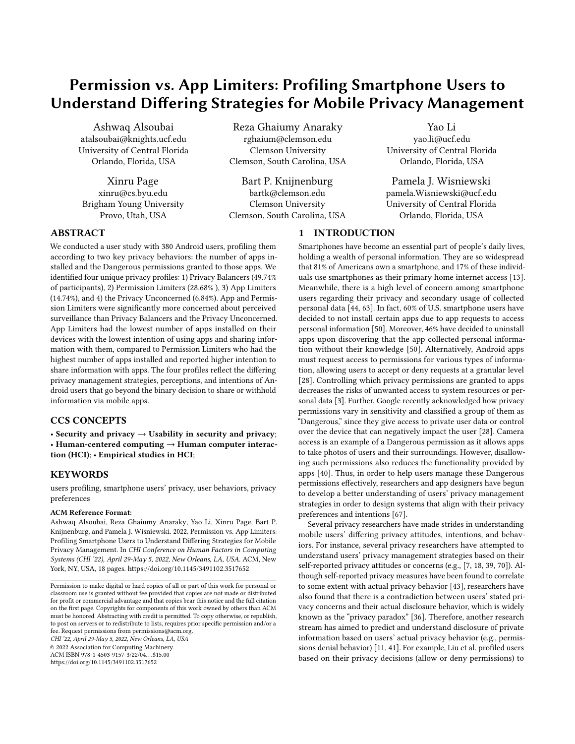# Permission vs. App Limiters: Profiling Smartphone Users to Understand Differing Strategies for Mobile Privacy Management

Ashwaq Alsoubai
atalsoubai@knights.ucf.edu
University of Central Florida
Orlando, Florida, USA

Reza Ghaiumy Anaraky
rghaium@clemson.edu
Clemson University
Clemson, South Carolina, USA

Yao Li
yao.li@ucf.edu
University of Central Florida
Orlando, Florida, USA

Xinru Page
xinru@cs.byu.edu
Brigham Young University
Provo, Utah, USA

Bart P. Knijnenburg
bartk@clemson.edu
Clemson University
Clemson, South Carolina, USA

Pamela J. Wisniewski
pamela.Wisniewski@ucf.edu
University of Central Florida
Orlando, Florida, USA

## ABSTRACT

We conducted a user study with 380 Android users, profiling them according to two key privacy behaviors: the number of apps installed and the Dangerous permissions granted to those apps. We identified four unique privacy profiles: 1) Privacy Balancers (49.74% of participants), 2) Permission Limiters (28.68% ), 3) App Limiters (14.74%), and 4) the Privacy Unconcerned (6.84%). App and Permission Limiters were significantly more concerned about perceived surveillance than Privacy Balancers and the Privacy Unconcerned. App Limiters had the lowest number of apps installed on their devices with the lowest intention of using apps and sharing information with them, compared to Permission Limiters who had the highest number of apps installed and reported higher intention to share information with apps. The four profiles reflect the differing privacy management strategies, perceptions, and intentions of Android users that go beyond the binary decision to share or withhold information via mobile apps.

## CCS CONCEPTS

• **Security and privacy → Usability in security and privacy**; • **Human-centered computing → Human computer interaction (HCI)**; • **Empirical studies in HCI**;

## KEYWORDS

users profiling, smartphone users' privacy, user behaviors, privacy preferences

**ACM Reference Format:**
Ashwaq Alsoubai, Reza Ghaiumy Anaraky, Yao Li, Xinru Page, Bart P. Knijnenburg, and Pamela J. Wisniewski. 2022. Permission vs. App Limiters: Profiling Smartphone Users to Understand Differing Strategies for Mobile Privacy Management. In *CHI Conference on Human Factors in Computing Systems (CHI '22), April 29-May 5, 2022, New Orleans, LA, USA.* ACM, New York, NY, USA, 18 pages. https://doi.org/10.1145/3491102.3517652

Permission to make digital or hard copies of all or part of this work for personal or classroom use is granted without fee provided that copies are not made or distributed for profit or commercial advantage and that copies bear this notice and the full citation on the first page. Copyrights for components of this work owned by others than ACM must be honored. Abstracting with credit is permitted. To copy otherwise, or republish, to post on servers or to redistribute to lists, requires prior specific permission and/or a fee. Request permissions from permissions@acm.org.
*CHI '22, April 29-May 5, 2022, New Orleans, LA, USA*
© 2022 Association for Computing Machinery.
ACM ISBN 978-1-4503-9157-3/22/04...$15.00
https://doi.org/10.1145/3491102.3517652

## 1 INTRODUCTION

Smartphones have become an essential part of people's daily lives, holding a wealth of personal information. They are so widespread that 81% of Americans own a smartphone, and 17% of these individuals use smartphones as their primary home internet access [13]. Meanwhile, there is a high level of concern among smartphone users regarding their privacy and secondary usage of collected personal data [44, 63]. In fact, 60% of U.S. smartphone users have decided to not install certain apps due to app requests to access personal information [50]. Moreover, 46% have decided to uninstall apps upon discovering that the app collected personal information without their knowledge [50]. Alternatively, Android apps must request access to permissions for various types of information, allowing users to accept or deny requests at a granular level [28]. Controlling which privacy permissions are granted to apps decreases the risks of unwanted access to system resources or personal data [3]. Further, Google recently acknowledged how privacy permissions vary in sensitivity and classified a group of them as "Dangerous," since they give access to private user data or control over the device that can negatively impact the user [28]. Camera access is an example of a Dangerous permission as it allows apps to take photos of users and their surroundings. However, disallowing such permissions also reduces the functionality provided by apps [40]. Thus, in order to help users manage these Dangerous permissions effectively, researchers and app designers have begun to develop a better understanding of users' privacy management strategies in order to design systems that align with their privacy preferences and intentions [67].

Several privacy researchers have made strides in understanding mobile users' differing privacy attitudes, intentions, and behaviors. For instance, several privacy researchers have attempted to understand users' privacy management strategies based on their self-reported privacy attitudes or concerns (e.g., [7, 18, 39, 70]). Although self-reported privacy measures have been found to correlate to some extent with actual privacy behavior [43], researchers have also found that there is a contradiction between users' stated privacy concerns and their actual disclosure behavior, which is widely known as the "privacy paradox" [36]. Therefore, another research stream has aimed to predict and understand disclosure of private information based on users' actual privacy behavior (e.g., permissions denial behavior) [11, 41]. For example, Liu et al. profiled users based on their privacy decisions (allow or deny permissions) to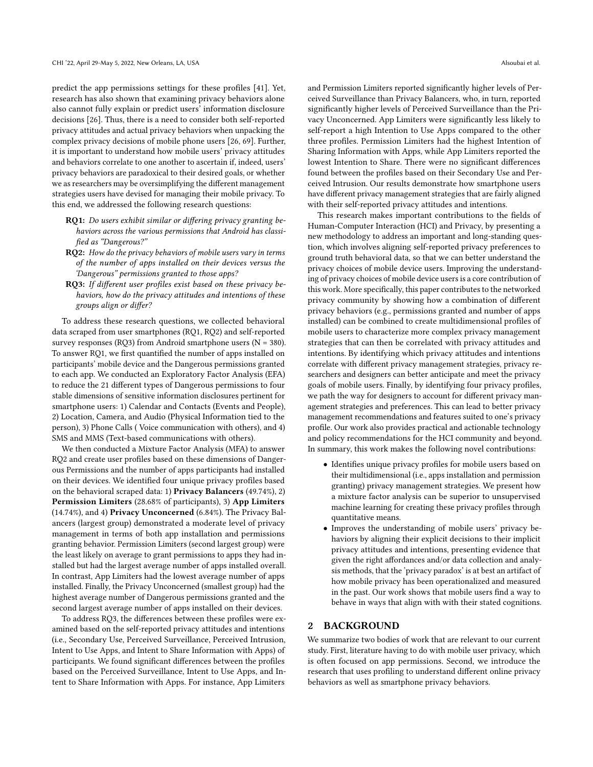predict the app permissions settings for these profiles [41]. Yet, research has also shown that examining privacy behaviors alone also cannot fully explain or predict users' information disclosure decisions [26]. Thus, there is a need to consider both self-reported privacy attitudes and actual privacy behaviors when unpacking the complex privacy decisions of mobile phone users [26, 69]. Further, it is important to understand how mobile users' privacy attitudes and behaviors correlate to one another to ascertain if, indeed, users' privacy behaviors are paradoxical to their desired goals, or whether we as researchers may be oversimplifying the different management strategies users have devised for managing their mobile privacy. To this end, we addressed the following research questions:

- **RQ1:** *Do users exhibit similar or differing privacy granting behaviors across the various permissions that Android has classified as "Dangerous?"*
- **RQ2:** *How do the privacy behaviors of mobile users vary in terms of the number of apps installed on their devices versus the 'Dangerous" permissions granted to those apps?*
- **RQ3:** *If different user profiles exist based on these privacy behaviors, how do the privacy attitudes and intentions of these groups align or differ?*

To address these research questions, we collected behavioral data scraped from user smartphones (RQ1, RQ2) and self-reported survey responses (RQ3) from Android smartphone users (N = 380). To answer RQ1, we first quantified the number of apps installed on participants' mobile device and the Dangerous permissions granted to each app. We conducted an Exploratory Factor Analysis (EFA) to reduce the 21 different types of Dangerous permissions to four stable dimensions of sensitive information disclosures pertinent for smartphone users: 1) Calendar and Contacts (Events and People), 2) Location, Camera, and Audio (Physical Information tied to the person), 3) Phone Calls ( Voice communication with others), and 4) SMS and MMS (Text-based communications with others).

We then conducted a Mixture Factor Analysis (MFA) to answer RQ2 and create user profiles based on these dimensions of Dangerous Permissions and the number of apps participants had installed on their devices. We identified four unique privacy profiles based on the behavioral scraped data: 1) **Privacy Balancers** (49.74%), 2) **Permission Limiters** (28.68% of participants), 3) **App Limiters** (14.74%), and 4) **Privacy Unconcerned** (6.84%). The Privacy Balancers (largest group) demonstrated a moderate level of privacy management in terms of both app installation and permissions granting behavior. Permission Limiters (second largest group) were the least likely on average to grant permissions to apps they had installed but had the largest average number of apps installed overall. In contrast, App Limiters had the lowest average number of apps installed. Finally, the Privacy Unconcerned (smallest group) had the highest average number of Dangerous permissions granted and the second largest average number of apps installed on their devices.

To address RQ3, the differences between these profiles were examined based on the self-reported privacy attitudes and intentions (i.e., Secondary Use, Perceived Surveillance, Perceived Intrusion, Intent to Use Apps, and Intent to Share Information with Apps) of participants. We found significant differences between the profiles based on the Perceived Surveillance, Intent to Use Apps, and Intent to Share Information with Apps. For instance, App Limiters and Permission Limiters reported significantly higher levels of Perceived Surveillance than Privacy Balancers, who, in turn, reported significantly higher levels of Perceived Surveillance than the Privacy Unconcerned. App Limiters were significantly less likely to self-report a high Intention to Use Apps compared to the other three profiles. Permission Limiters had the highest Intention of Sharing Information with Apps, while App Limiters reported the lowest Intention to Share. There were no significant differences found between the profiles based on their Secondary Use and Perceived Intrusion. Our results demonstrate how smartphone users have different privacy management strategies that are fairly aligned with their self-reported privacy attitudes and intentions.

This research makes important contributions to the fields of Human-Computer Interaction (HCI) and Privacy, by presenting a new methodology to address an important and long-standing question, which involves aligning self-reported privacy preferences to ground truth behavioral data, so that we can better understand the privacy choices of mobile device users. Improving the understanding of privacy choices of mobile device users is a core contribution of this work. More specifically, this paper contributes to the networked privacy community by showing how a combination of different privacy behaviors (e.g., permissions granted and number of apps installed) can be combined to create multidimensional profiles of mobile users to characterize more complex privacy management strategies that can then be correlated with privacy attitudes and intentions. By identifying which privacy attitudes and intentions correlate with different privacy management strategies, privacy researchers and designers can better anticipate and meet the privacy goals of mobile users. Finally, by identifying four privacy profiles, we path the way for designers to account for different privacy management strategies and preferences. This can lead to better privacy management recommendations and features suited to one's privacy profile. Our work also provides practical and actionable technology and policy recommendations for the HCI community and beyond. In summary, this work makes the following novel contributions:

- Identifies unique privacy profiles for mobile users based on their multidimensional (i.e., apps installation and permission granting) privacy management strategies. We present how a mixture factor analysis can be superior to unsupervised machine learning for creating these privacy profiles through quantitative means.
- Improves the understanding of mobile users' privacy behaviors by aligning their explicit decisions to their implicit privacy attitudes and intentions, presenting evidence that given the right affordances and/or data collection and analysis methods, that the 'privacy paradox' is at best an artifact of how mobile privacy has been operationalized and measured in the past. Our work shows that mobile users find a way to behave in ways that align with with their stated cognitions.

## 2 BACKGROUND

We summarize two bodies of work that are relevant to our current study. First, literature having to do with mobile user privacy, which is often focused on app permissions. Second, we introduce the research that uses profiling to understand different online privacy behaviors as well as smartphone privacy behaviors.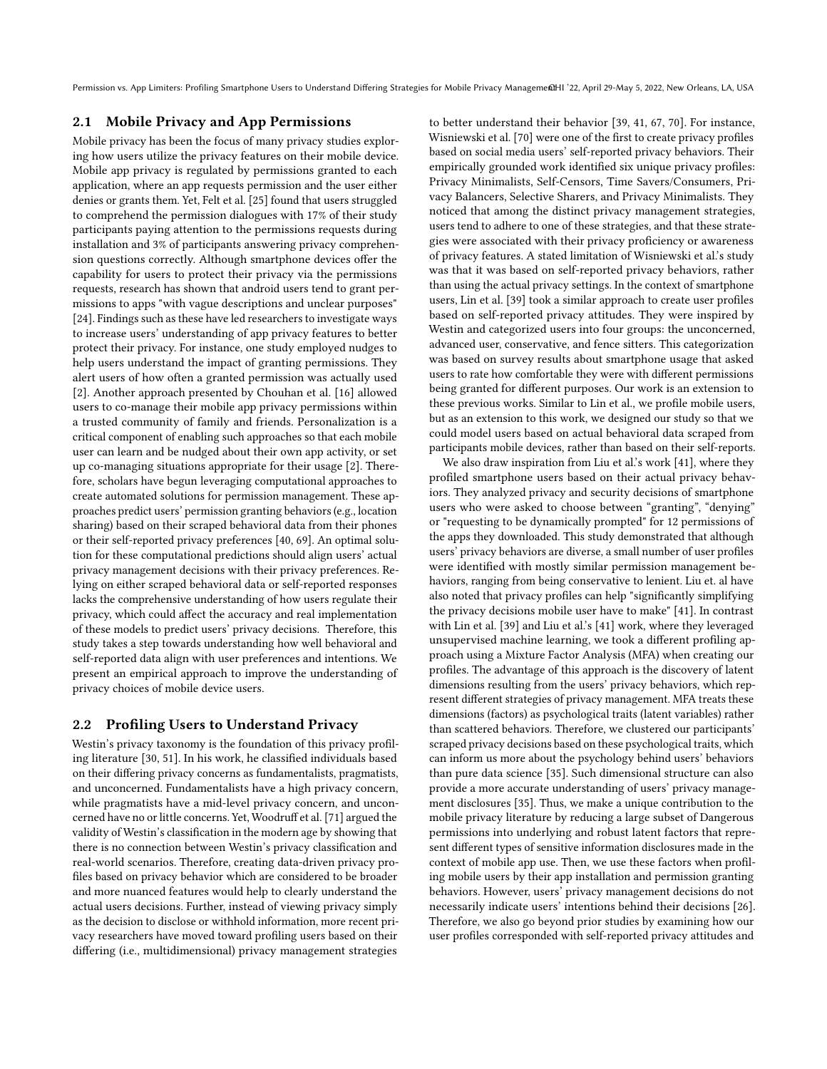## 2.1 Mobile Privacy and App Permissions

Mobile privacy has been the focus of many privacy studies exploring how users utilize the privacy features on their mobile device. Mobile app privacy is regulated by permissions granted to each application, where an app requests permission and the user either denies or grants them. Yet, Felt et al. [25] found that users struggled to comprehend the permission dialogues with 17% of their study participants paying attention to the permissions requests during installation and 3% of participants answering privacy comprehension questions correctly. Although smartphone devices offer the capability for users to protect their privacy via the permissions requests, research has shown that android users tend to grant permissions to apps "with vague descriptions and unclear purposes" [24]. Findings such as these have led researchers to investigate ways to increase users' understanding of app privacy features to better protect their privacy. For instance, one study employed nudges to help users understand the impact of granting permissions. They alert users of how often a granted permission was actually used [2]. Another approach presented by Chouhan et al. [16] allowed users to co-manage their mobile app privacy permissions within a trusted community of family and friends. Personalization is a critical component of enabling such approaches so that each mobile user can learn and be nudged about their own app activity, or set up co-managing situations appropriate for their usage [2]. Therefore, scholars have begun leveraging computational approaches to create automated solutions for permission management. These approaches predict users' permission granting behaviors (e.g., location sharing) based on their scraped behavioral data from their phones or their self-reported privacy preferences [40, 69]. An optimal solution for these computational predictions should align users' actual privacy management decisions with their privacy preferences. Relying on either scraped behavioral data or self-reported responses lacks the comprehensive understanding of how users regulate their privacy, which could affect the accuracy and real implementation of these models to predict users' privacy decisions. Therefore, this study takes a step towards understanding how well behavioral and self-reported data align with user preferences and intentions. We present an empirical approach to improve the understanding of privacy choices of mobile device users.

## 2.2 Profiling Users to Understand Privacy

Westin's privacy taxonomy is the foundation of this privacy profiling literature [30, 51]. In his work, he classified individuals based on their differing privacy concerns as fundamentalists, pragmatists, and unconcerned. Fundamentalists have a high privacy concern, while pragmatists have a mid-level privacy concern, and unconcerned have no or little concerns. Yet, Woodruff et al. [71] argued the validity of Westin's classification in the modern age by showing that there is no connection between Westin's privacy classification and real-world scenarios. Therefore, creating data-driven privacy profiles based on privacy behavior which are considered to be broader and more nuanced features would help to clearly understand the actual users decisions. Further, instead of viewing privacy simply as the decision to disclose or withhold information, more recent privacy researchers have moved toward profiling users based on their differing (i.e., multidimensional) privacy management strategies to better understand their behavior [39, 41, 67, 70]. For instance, Wisniewski et al. [70] were one of the first to create privacy profiles based on social media users' self-reported privacy behaviors. Their empirically grounded work identified six unique privacy profiles: Privacy Minimalists, Self-Censors, Time Savers/Consumers, Privacy Balancers, Selective Sharers, and Privacy Minimalists. They noticed that among the distinct privacy management strategies, users tend to adhere to one of these strategies, and that these strategies were associated with their privacy proficiency or awareness of privacy features. A stated limitation of Wisniewski et al.'s study was that it was based on self-reported privacy behaviors, rather than using the actual privacy settings. In the context of smartphone users, Lin et al. [39] took a similar approach to create user profiles based on self-reported privacy attitudes. They were inspired by Westin and categorized users into four groups: the unconcerned, advanced user, conservative, and fence sitters. This categorization was based on survey results about smartphone usage that asked users to rate how comfortable they were with different permissions being granted for different purposes. Our work is an extension to these previous works. Similar to Lin et al., we profile mobile users, but as an extension to this work, we designed our study so that we could model users based on actual behavioral data scraped from participants mobile devices, rather than based on their self-reports.

We also draw inspiration from Liu et al.'s work [41], where they profiled smartphone users based on their actual privacy behaviors. They analyzed privacy and security decisions of smartphone users who were asked to choose between "granting", "denying" or "requesting to be dynamically prompted" for 12 permissions of the apps they downloaded. This study demonstrated that although users' privacy behaviors are diverse, a small number of user profiles were identified with mostly similar permission management behaviors, ranging from being conservative to lenient. Liu et. al have also noted that privacy profiles can help "significantly simplifying the privacy decisions mobile user have to make" [41]. In contrast with Lin et al. [39] and Liu et al.'s [41] work, where they leveraged unsupervised machine learning, we took a different profiling approach using a Mixture Factor Analysis (MFA) when creating our profiles. The advantage of this approach is the discovery of latent dimensions resulting from the users' privacy behaviors, which represent different strategies of privacy management. MFA treats these dimensions (factors) as psychological traits (latent variables) rather than scattered behaviors. Therefore, we clustered our participants' scraped privacy decisions based on these psychological traits, which can inform us more about the psychology behind users' behaviors than pure data science [35]. Such dimensional structure can also provide a more accurate understanding of users' privacy management disclosures [35]. Thus, we make a unique contribution to the mobile privacy literature by reducing a large subset of Dangerous permissions into underlying and robust latent factors that represent different types of sensitive information disclosures made in the context of mobile app use. Then, we use these factors when profiling mobile users by their app installation and permission granting behaviors. However, users' privacy management decisions do not necessarily indicate users' intentions behind their decisions [26]. Therefore, we also go beyond prior studies by examining how our user profiles corresponded with self-reported privacy attitudes and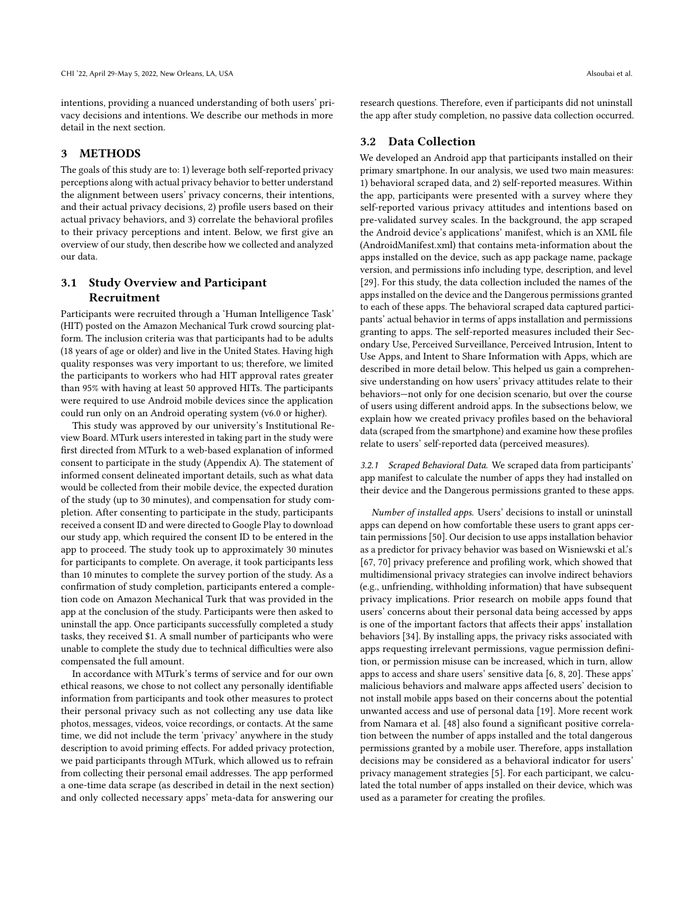intentions, providing a nuanced understanding of both users' privacy decisions and intentions. We describe our methods in more detail in the next section.

## 3 METHODS

The goals of this study are to: 1) leverage both self-reported privacy perceptions along with actual privacy behavior to better understand the alignment between users' privacy concerns, their intentions, and their actual privacy decisions, 2) profile users based on their actual privacy behaviors, and 3) correlate the behavioral profiles to their privacy perceptions and intent. Below, we first give an overview of our study, then describe how we collected and analyzed our data.

### 3.1 Study Overview and Participant Recruitment

Participants were recruited through a 'Human Intelligence Task' (HIT) posted on the Amazon Mechanical Turk crowd sourcing platform. The inclusion criteria was that participants had to be adults (18 years of age or older) and live in the United States. Having high quality responses was very important to us; therefore, we limited the participants to workers who had HIT approval rates greater than 95% with having at least 50 approved HITs. The participants were required to use Android mobile devices since the application could run only on an Android operating system (v6.0 or higher).

This study was approved by our university's Institutional Review Board. MTurk users interested in taking part in the study were first directed from MTurk to a web-based explanation of informed consent to participate in the study (Appendix A). The statement of informed consent delineated important details, such as what data would be collected from their mobile device, the expected duration of the study (up to 30 minutes), and compensation for study completion. After consenting to participate in the study, participants received a consent ID and were directed to Google Play to download our study app, which required the consent ID to be entered in the app to proceed. The study took up to approximately 30 minutes for participants to complete. On average, it took participants less than 10 minutes to complete the survey portion of the study. As a confirmation of study completion, participants entered a completion code on Amazon Mechanical Turk that was provided in the app at the conclusion of the study. Participants were then asked to uninstall the app. Once participants successfully completed a study tasks, they received $1. A small number of participants who were unable to complete the study due to technical difficulties were also compensated the full amount.

In accordance with MTurk's terms of service and for our own ethical reasons, we chose to not collect any personally identifiable information from participants and took other measures to protect their personal privacy such as not collecting any use data like photos, messages, videos, voice recordings, or contacts. At the same time, we did not include the term 'privacy' anywhere in the study description to avoid priming effects. For added privacy protection, we paid participants through MTurk, which allowed us to refrain from collecting their personal email addresses. The app performed a one-time data scrape (as described in detail in the next section) and only collected necessary apps' meta-data for answering our research questions. Therefore, even if participants did not uninstall the app after study completion, no passive data collection occurred.

### 3.2 Data Collection

We developed an Android app that participants installed on their primary smartphone. In our analysis, we used two main measures: 1) behavioral scraped data, and 2) self-reported measures. Within the app, participants were presented with a survey where they self-reported various privacy attitudes and intentions based on pre-validated survey scales. In the background, the app scraped the Android device's applications' manifest, which is an XML file (AndroidManifest.xml) that contains meta-information about the apps installed on the device, such as app package name, package version, and permissions info including type, description, and level [29]. For this study, the data collection included the names of the apps installed on the device and the Dangerous permissions granted to each of these apps. The behavioral scraped data captured participants' actual behavior in terms of apps installation and permissions granting to apps. The self-reported measures included their Secondary Use, Perceived Surveillance, Perceived Intrusion, Intent to Use Apps, and Intent to Share Information with Apps, which are described in more detail below. This helped us gain a comprehensive understanding on how users' privacy attitudes relate to their behaviors—not only for one decision scenario, but over the course of users using different android apps. In the subsections below, we explain how we created privacy profiles based on the behavioral data (scraped from the smartphone) and examine how these profiles relate to users' self-reported data (perceived measures).

#### 3.2.1 Scraped Behavioral Data.

We scraped data from participants' app manifest to calculate the number of apps they had installed on their device and the Dangerous permissions granted to these apps.

*Number of installed apps.* Users' decisions to install or uninstall apps can depend on how comfortable these users to grant apps certain permissions [50]. Our decision to use apps installation behavior as a predictor for privacy behavior was based on Wisniewski et al.'s [67, 70] privacy preference and profiling work, which showed that multidimensional privacy strategies can involve indirect behaviors (e.g., unfriending, withholding information) that have subsequent privacy implications. Prior research on mobile apps found that users' concerns about their personal data being accessed by apps is one of the important factors that affects their apps' installation behaviors [34]. By installing apps, the privacy risks associated with apps requesting irrelevant permissions, vague permission definition, or permission misuse can be increased, which in turn, allow apps to access and share users' sensitive data [6, 8, 20]. These apps' malicious behaviors and malware apps affected users' decision to not install mobile apps based on their concerns about the potential unwanted access and use of personal data [19]. More recent work from Namara et al. [48] also found a significant positive correlation between the number of apps installed and the total dangerous permissions granted by a mobile user. Therefore, apps installation decisions may be considered as a behavioral indicator for users' privacy management strategies [5]. For each participant, we calculated the total number of apps installed on their device, which was used as a parameter for creating the profiles.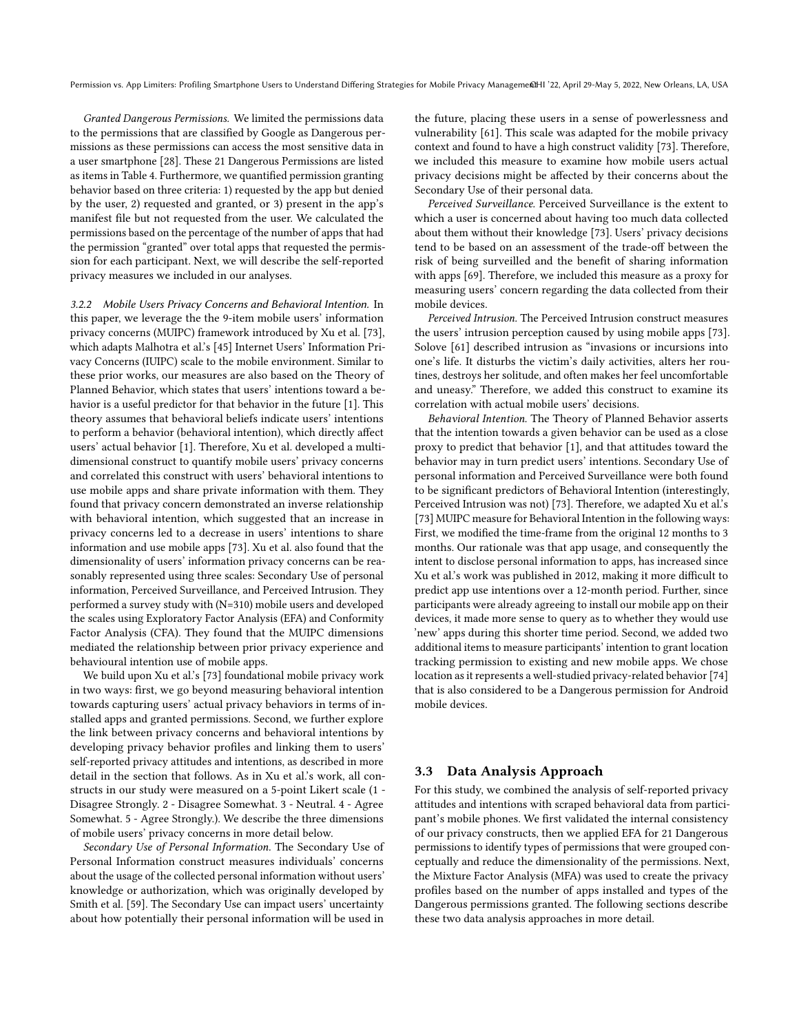*Granted Dangerous Permissions.* We limited the permissions data to the permissions that are classified by Google as Dangerous permissions as these permissions can access the most sensitive data in a user smartphone [28]. These 21 Dangerous Permissions are listed as items in Table 4. Furthermore, we quantified permission granting behavior based on three criteria: 1) requested by the app but denied by the user, 2) requested and granted, or 3) present in the app's manifest file but not requested from the user. We calculated the permissions based on the percentage of the number of apps that had the permission "granted" over total apps that requested the permission for each participant. Next, we will describe the self-reported privacy measures we included in our analyses.

#### 3.2.2 Mobile Users Privacy Concerns and Behavioral Intention.

In this paper, we leverage the the 9-item mobile users' information privacy concerns (MUIPC) framework introduced by Xu et al. [73], which adapts Malhotra et al.'s [45] Internet Users' Information Privacy Concerns (IUIPC) scale to the mobile environment. Similar to these prior works, our measures are also based on the Theory of Planned Behavior, which states that users' intentions toward a behavior is a useful predictor for that behavior in the future [1]. This theory assumes that behavioral beliefs indicate users' intentions to perform a behavior (behavioral intention), which directly affect users' actual behavior [1]. Therefore, Xu et al. developed a multi-dimensional construct to quantify mobile users' privacy concerns and correlated this construct with users' behavioral intentions to use mobile apps and share private information with them. They found that privacy concern demonstrated an inverse relationship with behavioral intention, which suggested that an increase in privacy concerns led to a decrease in users' intentions to share information and use mobile apps [73]. Xu et al. also found that the dimensionality of users' information privacy concerns can be reasonably represented using three scales: Secondary Use of personal information, Perceived Surveillance, and Perceived Intrusion. They performed a survey study with (N=310) mobile users and developed the scales using Exploratory Factor Analysis (EFA) and Conformity Factor Analysis (CFA). They found that the MUIPC dimensions mediated the relationship between prior privacy experience and behavioural intention use of mobile apps.

We build upon Xu et al.'s [73] foundational mobile privacy work in two ways: first, we go beyond measuring behavioral intention towards capturing users' actual privacy behaviors in terms of installed apps and granted permissions. Second, we further explore the link between privacy concerns and behavioral intentions by developing privacy behavior profiles and linking them to users' self-reported privacy attitudes and intentions, as described in more detail in the section that follows. As in Xu et al.'s work, all constructs in our study were measured on a 5-point Likert scale (1 - Disagree Strongly. 2 - Disagree Somewhat. 3 - Neutral. 4 - Agree Somewhat. 5 - Agree Strongly.). We describe the three dimensions of mobile users' privacy concerns in more detail below.

*Secondary Use of Personal Information.* The Secondary Use of Personal Information construct measures individuals' concerns about the usage of the collected personal information without users' knowledge or authorization, which was originally developed by Smith et al. [59]. The Secondary Use can impact users' uncertainty about how potentially their personal information will be used in the future, placing these users in a sense of powerlessness and vulnerability [61]. This scale was adapted for the mobile privacy context and found to have a high construct validity [73]. Therefore, we included this measure to examine how mobile users actual privacy decisions might be affected by their concerns about the Secondary Use of their personal data.

*Perceived Surveillance.* Perceived Surveillance is the extent to which a user is concerned about having too much data collected about them without their knowledge [73]. Users' privacy decisions tend to be based on an assessment of the trade-off between the risk of being surveilled and the benefit of sharing information with apps [69]. Therefore, we included this measure as a proxy for measuring users' concern regarding the data collected from their mobile devices.

*Perceived Intrusion.* The Perceived Intrusion construct measures the users' intrusion perception caused by using mobile apps [73]. Solove [61] described intrusion as "invasions or incursions into one's life. It disturbs the victim's daily activities, alters her routines, destroys her solitude, and often makes her feel uncomfortable and uneasy." Therefore, we added this construct to examine its correlation with actual mobile users' decisions.

*Behavioral Intention.* The Theory of Planned Behavior asserts that the intention towards a given behavior can be used as a close proxy to predict that behavior [1], and that attitudes toward the behavior may in turn predict users' intentions. Secondary Use of personal information and Perceived Surveillance were both found to be significant predictors of Behavioral Intention (interestingly, Perceived Intrusion was not) [73]. Therefore, we adapted Xu et al.'s [73] MUIPC measure for Behavioral Intention in the following ways: First, we modified the time-frame from the original 12 months to 3 months. Our rationale was that app usage, and consequently the intent to disclose personal information to apps, has increased since Xu et al.'s work was published in 2012, making it more difficult to predict app use intentions over a 12-month period. Further, since participants were already agreeing to install our mobile app on their devices, it made more sense to query as to whether they would use 'new' apps during this shorter time period. Second, we added two additional items to measure participants' intention to grant location tracking permission to existing and new mobile apps. We chose location as it represents a well-studied privacy-related behavior [74] that is also considered to be a Dangerous permission for Android mobile devices.

### 3.3 Data Analysis Approach

For this study, we combined the analysis of self-reported privacy attitudes and intentions with scraped behavioral data from participant's mobile phones. We first validated the internal consistency of our privacy constructs, then we applied EFA for 21 Dangerous permissions to identify types of permissions that were grouped conceptually and reduce the dimensionality of the permissions. Next, the Mixture Factor Analysis (MFA) was used to create the privacy profiles based on the number of apps installed and types of the Dangerous permissions granted. The following sections describe these two data analysis approaches in more detail.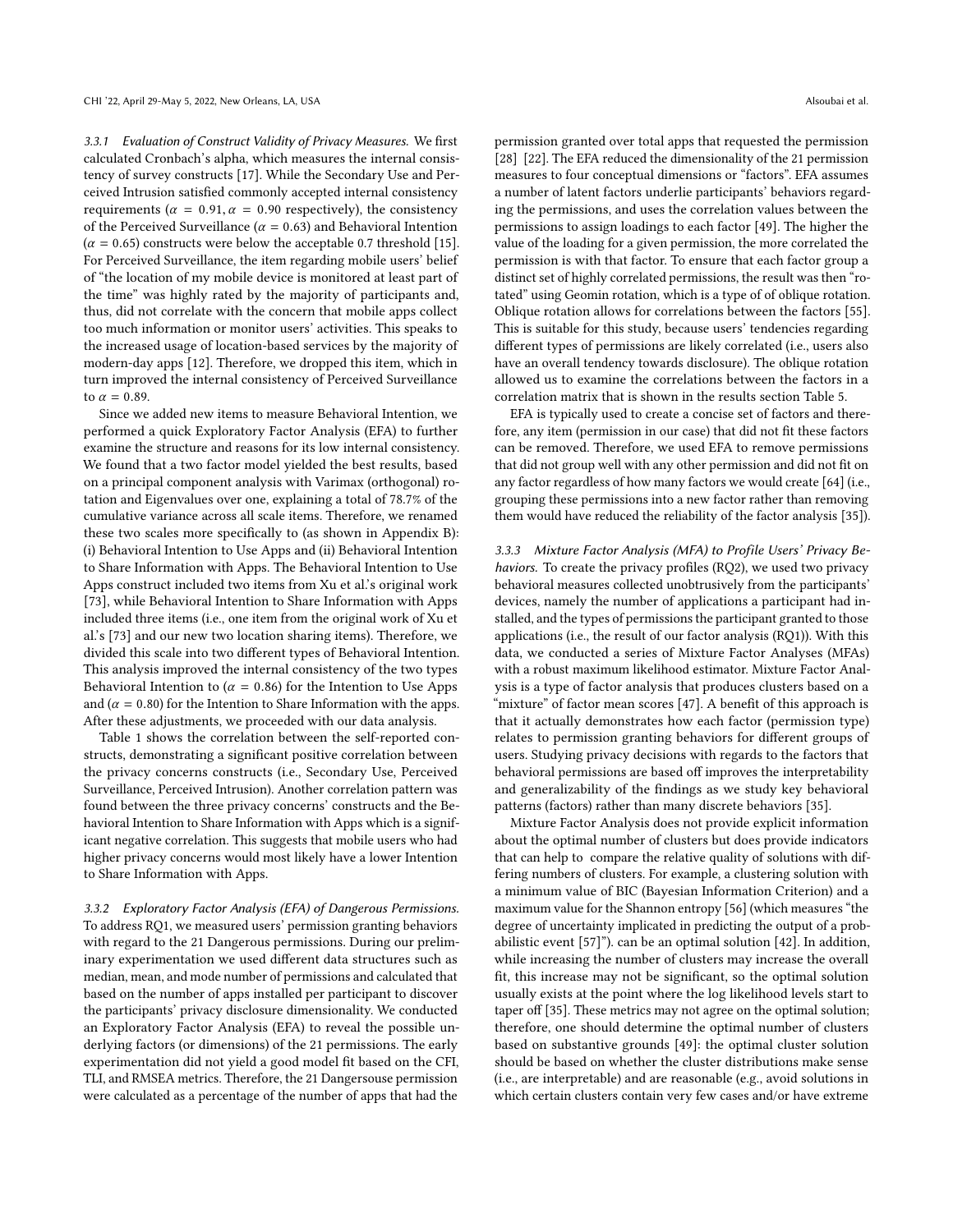#### 3.3.1 Evaluation of Construct Validity of Privacy Measures.

We first calculated Cronbach's alpha, which measures the internal consistency of survey constructs [17]. While the Secondary Use and Perceived Intrusion satisfied commonly accepted internal consistency requirements ($\alpha = 0.91, \alpha = 0.90$ respectively), the consistency of the Perceived Surveillance ($\alpha = 0.63$) and Behavioral Intention ($\alpha = 0.65$) constructs were below the acceptable 0.7 threshold [15]. For Perceived Surveillance, the item regarding mobile users' belief of "the location of my mobile device is monitored at least part of the time" was highly rated by the majority of participants and, thus, did not correlate with the concern that mobile apps collect too much information or monitor users' activities. This speaks to the increased usage of location-based services by the majority of modern-day apps [12]. Therefore, we dropped this item, which in turn improved the internal consistency of Perceived Surveillance to $\alpha = 0.89$.

Since we added new items to measure Behavioral Intention, we performed a quick Exploratory Factor Analysis (EFA) to further examine the structure and reasons for its low internal consistency. We found that a two factor model yielded the best results, based on a principal component analysis with Varimax (orthogonal) rotation and Eigenvalues over one, explaining a total of 78.7% of the cumulative variance across all scale items. Therefore, we renamed these two scales more specifically to (as shown in Appendix B): (i) Behavioral Intention to Use Apps and (ii) Behavioral Intention to Share Information with Apps. The Behavioral Intention to Use Apps construct included two items from Xu et al.'s original work [73], while Behavioral Intention to Share Information with Apps included three items (i.e., one item from the original work of Xu et al.'s [73] and our new two location sharing items). Therefore, we divided this scale into two different types of Behavioral Intention. This analysis improved the internal consistency of the two types Behavioral Intention to ($\alpha = 0.86$) for the Intention to Use Apps and ($\alpha = 0.80$) for the Intention to Share Information with the apps. After these adjustments, we proceeded with our data analysis.

Table 1 shows the correlation between the self-reported constructs, demonstrating a significant positive correlation between the privacy concerns constructs (i.e., Secondary Use, Perceived Surveillance, Perceived Intrusion). Another correlation pattern was found between the three privacy concerns' constructs and the Behavioral Intention to Share Information with Apps which is a significant negative correlation. This suggests that mobile users who had higher privacy concerns would most likely have a lower Intention to Share Information with Apps.

#### 3.3.2 Exploratory Factor Analysis (EFA) of Dangerous Permissions.

To address RQ1, we measured users' permission granting behaviors with regard to the 21 Dangerous permissions. During our preliminary experimentation we used different data structures such as median, mean, and mode number of permissions and calculated that based on the number of apps installed per participant to discover the participants' privacy disclosure dimensionality. We conducted an Exploratory Factor Analysis (EFA) to reveal the possible underlying factors (or dimensions) of the 21 permissions. The early experimentation did not yield a good model fit based on the CFI, TLI, and RMSEA metrics. Therefore, the 21 Dangersouse permission were calculated as a percentage of the number of apps that had the permission granted over total apps that requested the permission [28] [22]. The EFA reduced the dimensionality of the 21 permission measures to four conceptual dimensions or "factors". EFA assumes a number of latent factors underlie participants' behaviors regarding the permissions, and uses the correlation values between the permissions to assign loadings to each factor [49]. The higher the value of the loading for a given permission, the more correlated the permission is with that factor. To ensure that each factor group a distinct set of highly correlated permissions, the result was then "rotated" using Geomin rotation, which is a type of of oblique rotation. Oblique rotation allows for correlations between the factors [55]. This is suitable for this study, because users' tendencies regarding different types of permissions are likely correlated (i.e., users also have an overall tendency towards disclosure). The oblique rotation allowed us to examine the correlations between the factors in a correlation matrix that is shown in the results section Table 5.

EFA is typically used to create a concise set of factors and therefore, any item (permission in our case) that did not fit these factors can be removed. Therefore, we used EFA to remove permissions that did not group well with any other permission and did not fit on any factor regardless of how many factors we would create [64] (i.e., grouping these permissions into a new factor rather than removing them would have reduced the reliability of the factor analysis [35]).

#### 3.3.3 Mixture Factor Analysis (MFA) to Profile Users' Privacy Behaviors.

To create the privacy profiles (RQ2), we used two privacy behavioral measures collected unobtrusively from the participants' devices, namely the number of applications a participant had installed, and the types of permissions the participant granted to those applications (i.e., the result of our factor analysis (RQ1)). With this data, we conducted a series of Mixture Factor Analyses (MFAs) with a robust maximum likelihood estimator. Mixture Factor Analysis is a type of factor analysis that produces clusters based on a "mixture" of factor mean scores [47]. A benefit of this approach is that it actually demonstrates how each factor (permission type) relates to permission granting behaviors for different groups of users. Studying privacy decisions with regards to the factors that behavioral permissions are based off improves the interpretability and generalizability of the findings as we study key behavioral patterns (factors) rather than many discrete behaviors [35].

Mixture Factor Analysis does not provide explicit information about the optimal number of clusters but does provide indicators that can help to compare the relative quality of solutions with differing numbers of clusters. For example, a clustering solution with a minimum value of BIC (Bayesian Information Criterion) and a maximum value for the Shannon entropy [56] (which measures "the degree of uncertainty implicated in predicting the output of a probabilistic event [57]"). can be an optimal solution [42]. In addition, while increasing the number of clusters may increase the overall fit, this increase may not be significant, so the optimal solution usually exists at the point where the log likelihood levels start to taper off [35]. These metrics may not agree on the optimal solution; therefore, one should determine the optimal number of clusters based on substantive grounds [49]: the optimal cluster solution should be based on whether the cluster distributions make sense (i.e., are interpretable) and are reasonable (e.g., avoid solutions in which certain clusters contain very few cases and/or have extreme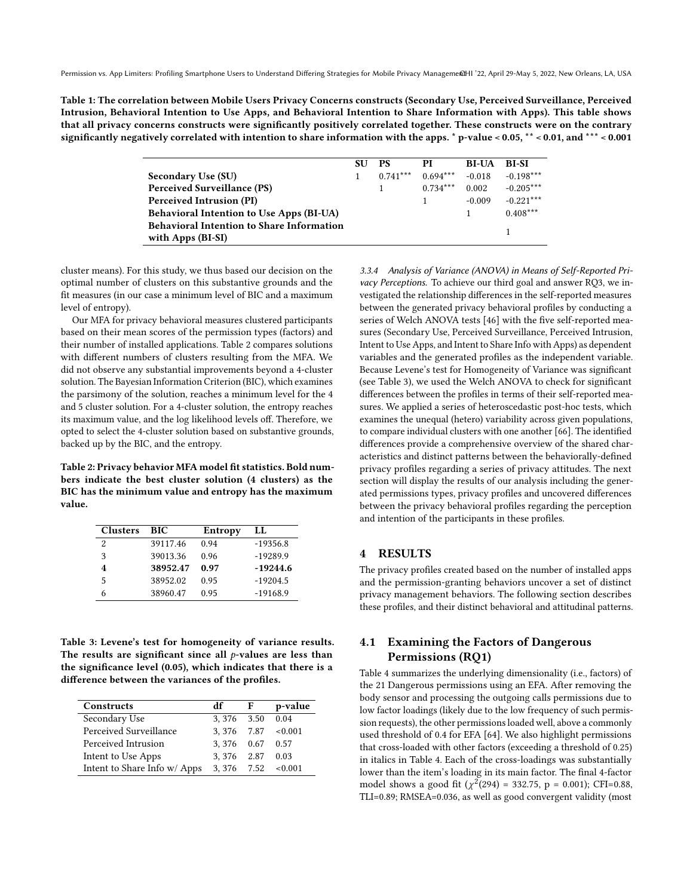**Table 1: The correlation between Mobile Users Privacy Concerns constructs (Secondary Use, Perceived Surveillance, Perceived Intrusion, Behavioral Intention to Use Apps, and Behavioral Intention to Share Information with Apps). This table shows that all privacy concerns constructs were significantly positively correlated together. These constructs were on the contrary significantly negatively correlated with intention to share information with the apps. \* p-value < 0.05, \*\* < 0.01, and \*\*\* < 0.001**

| | SU | PS | PI | BI-UA | BI-SI |
|---|---|---|---|---|---|
| **Secondary Use (SU)** | 1 | 0.741*** | 0.694*** | -0.018 | -0.198*** |
| **Perceived Surveillance (PS)** | | 1 | 0.734*** | 0.002 | -0.205*** |
| **Perceived Intrusion (PI)** | | | 1 | -0.009 | -0.221*** |
| **Behavioral Intention to Use Apps (BI-UA)** | | | | 1 | 0.408*** |
| **Behavioral Intention to Share Information with Apps (BI-SI)** | | | | | 1 |

cluster means). For this study, we thus based our decision on the optimal number of clusters on this substantive grounds and the fit measures (in our case a minimum level of BIC and a maximum level of entropy).

Our MFA for privacy behavioral measures clustered participants based on their mean scores of the permission types (factors) and their number of installed applications. Table 2 compares solutions with different numbers of clusters resulting from the MFA. We did not observe any substantial improvements beyond a 4-cluster solution. The Bayesian Information Criterion (BIC), which examines the parsimony of the solution, reaches a minimum level for the 4 and 5 cluster solution. For a 4-cluster solution, the entropy reaches its maximum value, and the log likelihood levels off. Therefore, we opted to select the 4-cluster solution based on substantive grounds, backed up by the BIC, and the entropy.

**Table 2: Privacy behavior MFA model fit statistics. Bold numbers indicate the best cluster solution (4 clusters) as the BIC has the minimum value and entropy has the maximum value.**

| Clusters | BIC | Entropy | LL |
|---|---|---|---|
| 2 | 39117.46 | 0.94 | -19356.8 |
| 3 | 39013.36 | 0.96 | -19289.9 |
| **4** | **38952.47** | **0.97** | **-19244.6** |
| 5 | 38952.02 | 0.95 | -19204.5 |
| 6 | 38960.47 | 0.95 | -19168.9 |

**Table 3: Levene's test for homogeneity of variance results. The results are significant since all *p*-values are less than the significance level (0.05), which indicates that there is a difference between the variances of the profiles.**

| Constructs | df | F | p-value |
|---|---|---|---|
| Secondary Use | 3, 376 | 3.50 | 0.04 |
| Perceived Surveillance | 3, 376 | 7.87 | <0.001 |
| Perceived Intrusion | 3, 376 | 0.67 | 0.57 |
| Intent to Use Apps | 3, 376 | 2.87 | 0.03 |
| Intent to Share Info w/ Apps | 3, 376 | 7.52 | <0.001 |

#### 3.3.4 Analysis of Variance (ANOVA) in Means of Self-Reported Privacy Perceptions.

To achieve our third goal and answer RQ3, we investigated the relationship differences in the self-reported measures between the generated privacy behavioral profiles by conducting a series of Welch ANOVA tests [46] with the five self-reported measures (Secondary Use, Perceived Surveillance, Perceived Intrusion, Intent to Use Apps, and Intent to Share Info with Apps) as dependent variables and the generated profiles as the independent variable. Because Levene's test for Homogeneity of Variance was significant (see Table 3), we used the Welch ANOVA to check for significant differences between the profiles in terms of their self-reported measures. We applied a series of heteroscedastic post-hoc tests, which examines the unequal (hetero) variability across given populations, to compare individual clusters with one another [66]. The identified differences provide a comprehensive overview of the shared characteristics and distinct patterns between the behaviorally-defined privacy profiles regarding a series of privacy attitudes. The next section will display the results of our analysis including the generated permissions types, privacy profiles and uncovered differences between the privacy behavioral profiles regarding the perception and intention of the participants in these profiles.

## 4 RESULTS

The privacy profiles created based on the number of installed apps and the permission-granting behaviors uncover a set of distinct privacy management behaviors. The following section describes these profiles, and their distinct behavioral and attitudinal patterns.

### 4.1 Examining the Factors of Dangerous Permissions (RQ1)

Table 4 summarizes the underlying dimensionality (i.e., factors) of the 21 Dangerous permissions using an EFA. After removing the body sensor and processing the outgoing calls permissions due to low factor loadings (likely due to the low frequency of such permission requests), the other permissions loaded well, above a commonly used threshold of 0.4 for EFA [64]. We also highlight permissions that cross-loaded with other factors (exceeding a threshold of 0.25) in italics in Table 4. Each of the cross-loadings was substantially lower than the item's loading in its main factor. The final 4-factor model shows a good fit ($\chi^2(294)$ = 332.75, p = 0.001); CFI=0.88, TLI=0.89; RMSEA=0.036, as well as good convergent validity (most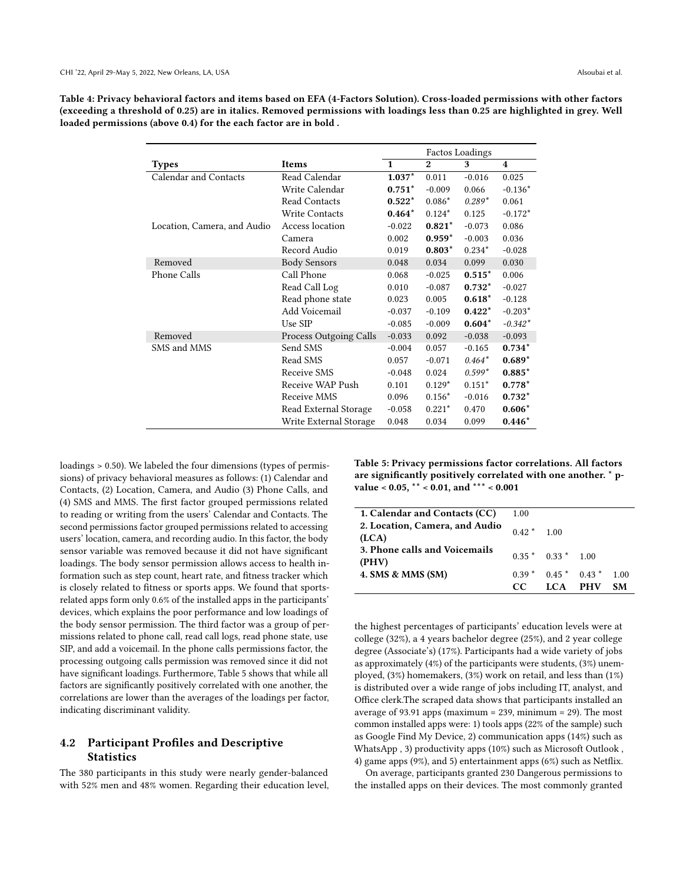Table 4: Privacy behavioral factors and items based on EFA (4-Factors Solution). Cross-loaded permissions with other factors (exceeding a threshold of 0.25) are in italics. Removed permissions with loadings less than 0.25 are highlighted in grey. Well loaded permissions (above 0.4) for the each factor are in bold .

| | | Factos Loadings | | | |
|---|---|---|---|---|---|
| **Types** | **Items** | **1** | **2** | **3** | **4** |
| Calendar and Contacts | Read Calendar | **1.037*** | 0.011 | -0.016 | 0.025 |
| | Write Calendar | **0.751*** | -0.009 | 0.066 | -0.136* |
| | Read Contacts | **0.522*** | 0.086* | *0.289** | 0.061 |
| | Write Contacts | **0.464*** | 0.124* | 0.125 | -0.172* |
| Location, Camera, and Audio | Access location | -0.022 | **0.821*** | -0.073 | 0.086 |
| | Camera | 0.002 | **0.959*** | -0.003 | 0.036 |
| | Record Audio | 0.019 | **0.803*** | 0.234* | -0.028 |
| Removed | Body Sensors | 0.048 | 0.034 | 0.099 | 0.030 |
| Phone Calls | Call Phone | 0.068 | -0.025 | **0.515*** | 0.006 |
| | Read Call Log | 0.010 | -0.087 | **0.732*** | -0.027 |
| | Read phone state | 0.023 | 0.005 | **0.618*** | -0.128 |
| | Add Voicemail | -0.037 | -0.109 | **0.422*** | -0.203* |
| | Use SIP | -0.085 | -0.009 | **0.604*** | *-0.342** |
| Removed | Process Outgoing Calls | -0.033 | 0.092 | -0.038 | -0.093 |
| SMS and MMS | Send SMS | -0.004 | 0.057 | -0.165 | **0.734*** |
| | Read SMS | 0.057 | -0.071 | *0.464** | **0.689*** |
| | Receive SMS | -0.048 | 0.024 | *0.599** | **0.885*** |
| | Receive WAP Push | 0.101 | 0.129* | 0.151* | **0.778*** |
| | Receive MMS | 0.096 | 0.156* | -0.016 | **0.732*** |
| | Read External Storage | -0.058 | 0.221* | 0.470 | **0.606*** |
| | Write External Storage | 0.048 | 0.034 | 0.099 | **0.446*** |

loadings > 0.50). We labeled the four dimensions (types of permissions) of privacy behavioral measures as follows: (1) Calendar and Contacts, (2) Location, Camera, and Audio (3) Phone Calls, and (4) SMS and MMS. The first factor grouped permissions related to reading or writing from the users' Calendar and Contacts. The second permissions factor grouped permissions related to accessing users' location, camera, and recording audio. In this factor, the body sensor variable was removed because it did not have significant loadings. The body sensor permission allows access to health information such as step count, heart rate, and fitness tracker which is closely related to fitness or sports apps. We found that sports-related apps form only 0.6% of the installed apps in the participants' devices, which explains the poor performance and low loadings of the body sensor permission. The third factor was a group of permissions related to phone call, read call logs, read phone state, use SIP, and add a voicemail. In the phone calls permissions factor, the processing outgoing calls permission was removed since it did not have significant loadings. Furthermore, Table 5 shows that while all factors are significantly positively correlated with one another, the correlations are lower than the averages of the loadings per factor, indicating discriminant validity.

## 4.2 Participant Profiles and Descriptive Statistics

The 380 participants in this study were nearly gender-balanced with 52% men and 48% women. Regarding their education level,

Table 5: Privacy permissions factor correlations. All factors are significantly positively correlated with one another. * p-value < 0.05, ** < 0.01, and *** < 0.001

| | | | | |
|---|---|---|---|---|
| **1. Calendar and Contacts (CC)** | 1.00 | | | |
| **2. Location, Camera, and Audio (LCA)** | 0.42 * | 1.00 | | |
| **3. Phone calls and Voicemails (PHV)** | 0.35 * | 0.33 * | 1.00 | |
| **4. SMS & MMS (SM)** | 0.39 * | 0.45 * | 0.43 * | 1.00 |
| | **CC** | **LCA** | **PHV** | **SM** |

the highest percentages of participants' education levels were at college (32%), a 4 years bachelor degree (25%), and 2 year college degree (Associate's) (17%). Participants had a wide variety of jobs as approximately (4%) of the participants were students, (3%) unemployed, (3%) homemakers, (3%) work on retail, and less than (1%) is distributed over a wide range of jobs including IT, analyst, and Office clerk.The scraped data shows that participants installed an average of 93.91 apps (maximum = 239, minimum = 29). The most common installed apps were: 1) tools apps (22% of the sample) such as Google Find My Device, 2) communication apps (14%) such as WhatsApp , 3) productivity apps (10%) such as Microsoft Outlook , 4) game apps (9%), and 5) entertainment apps (6%) such as Netflix.

On average, participants granted 230 Dangerous permissions to the installed apps on their devices. The most commonly granted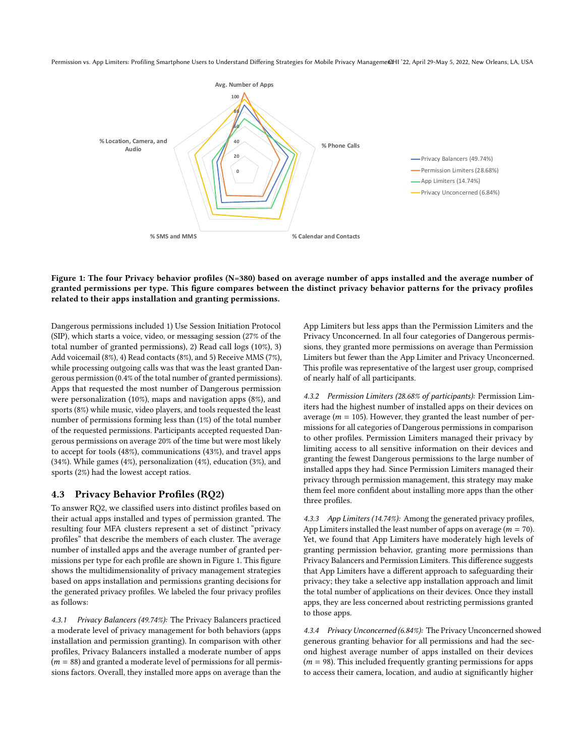Figure 1: The four Privacy behavior profiles (N=380) based on average number of apps installed and the average number of granted permissions per type. This figure compares between the distinct privacy behavior patterns for the privacy profiles related to their apps installation and granting permissions.

Dangerous permissions included 1) Use Session Initiation Protocol (SIP), which starts a voice, video, or messaging session (27% of the total number of granted permissions), 2) Read call logs (10%), 3) Add voicemail (8%), 4) Read contacts (8%), and 5) Receive MMS (7%), while processing outgoing calls was that was the least granted Dangerous permission (0.4% of the total number of granted permissions). Apps that requested the most number of Dangerous permission were personalization (10%), maps and navigation apps (8%), and sports (8%) while music, video players, and tools requested the least number of permissions forming less than (1%) of the total number of the requested permissions. Participants accepted requested Dangerous permissions on average 20% of the time but were most likely to accept for tools (48%), communications (43%), and travel apps (34%). While games (4%), personalization (4%), education (3%), and sports (2%) had the lowest accept ratios.

## 4.3 Privacy Behavior Profiles (RQ2)

To answer RQ2, we classified users into distinct profiles based on their actual apps installed and types of permission granted. The resulting four MFA clusters represent a set of distinct "privacy profiles" that describe the members of each cluster. The average number of installed apps and the average number of granted permissions per type for each profile are shown in Figure 1. This figure shows the multidimensionality of privacy management strategies based on apps installation and permissions granting decisions for the generated privacy profiles. We labeled the four privacy profiles as follows:

*4.3.1 Privacy Balancers (49.74%):* The Privacy Balancers practiced a moderate level of privacy management for both behaviors (apps installation and permission granting). In comparison with other profiles, Privacy Balancers installed a moderate number of apps ($m$ = 88) and granted a moderate level of permissions for all permissions factors. Overall, they installed more apps on average than the App Limiters but less apps than the Permission Limiters and the Privacy Unconcerned. In all four categories of Dangerous permissions, they granted more permissions on average than Permission Limiters but fewer than the App Limiter and Privacy Unconcerned. This profile was representative of the largest user group, comprised of nearly half of all participants.

*4.3.2 Permission Limiters (28.68% of participants):* Permission Limiters had the highest number of installed apps on their devices on average ($m$ = 105). However, they granted the least number of permissions for all categories of Dangerous permissions in comparison to other profiles. Permission Limiters managed their privacy by limiting access to all sensitive information on their devices and granting the fewest Dangerous permissions to the large number of installed apps they had. Since Permission Limiters managed their privacy through permission management, this strategy may make them feel more confident about installing more apps than the other three profiles.

*4.3.3 App Limiters (14.74%):* Among the generated privacy profiles, App Limiters installed the least number of apps on average ($m$ = 70). Yet, we found that App Limiters have moderately high levels of granting permission behavior, granting more permissions than Privacy Balancers and Permission Limiters. This difference suggests that App Limiters have a different approach to safeguarding their privacy; they take a selective app installation approach and limit the total number of applications on their devices. Once they install apps, they are less concerned about restricting permissions granted to those apps.

*4.3.4 Privacy Unconcerned (6.84%):* The Privacy Unconcerned showed generous granting behavior for all permissions and had the second highest average number of apps installed on their devices ($m$ = 98). This included frequently granting permissions for apps to access their camera, location, and audio at significantly higher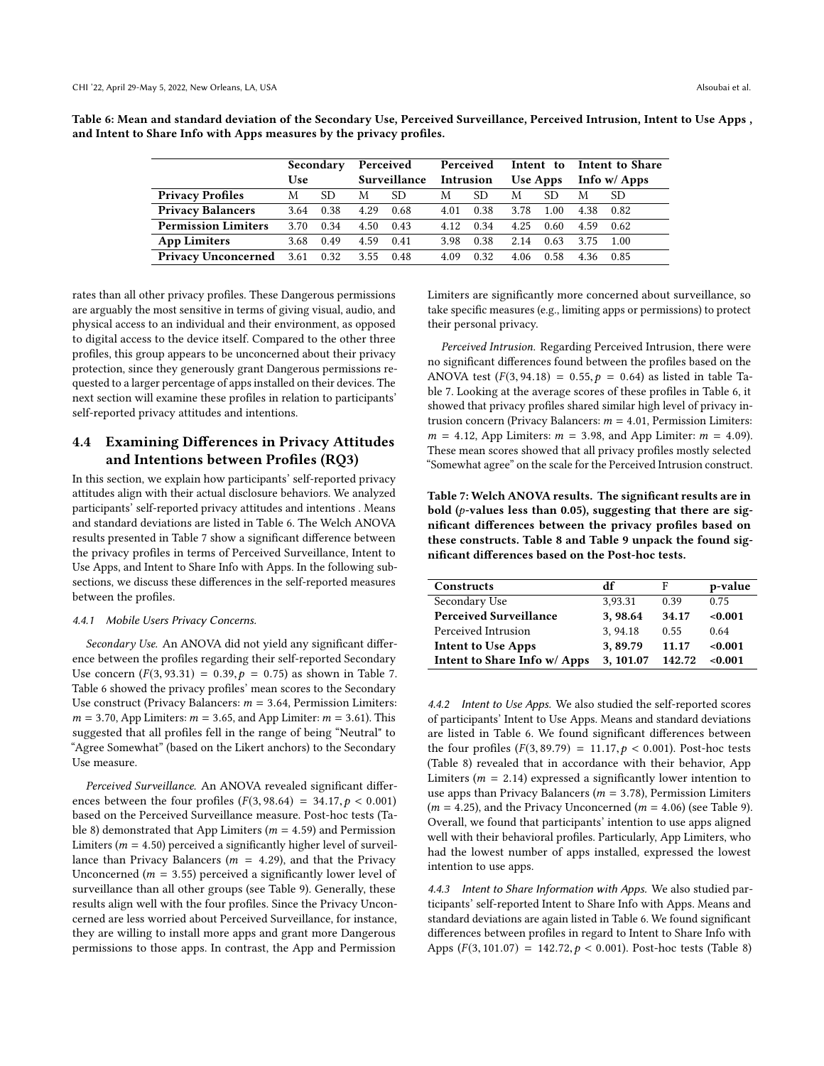**Table 6: Mean and standard deviation of the Secondary Use, Perceived Surveillance, Perceived Intrusion, Intent to Use Apps , and Intent to Share Info with Apps measures by the privacy profiles.**

| | **Secondary Use** | | **Perceived Surveillance** | | **Perceived Intrusion** | | **Intent to Use Apps** | | **Intent to Share Info w/ Apps** | |
|---|---|---|---|---|---|---|---|---|---|---|
| **Privacy Profiles** | M | SD | M | SD | M | SD | M | SD | M | SD |
| **Privacy Balancers** | 3.64 | 0.38 | 4.29 | 0.68 | 4.01 | 0.38 | 3.78 | 1.00 | 4.38 | 0.82 |
| **Permission Limiters** | 3.70 | 0.34 | 4.50 | 0.43 | 4.12 | 0.34 | 4.25 | 0.60 | 4.59 | 0.62 |
| **App Limiters** | 3.68 | 0.49 | 4.59 | 0.41 | 3.98 | 0.38 | 2.14 | 0.63 | 3.75 | 1.00 |
| **Privacy Unconcerned** | 3.61 | 0.32 | 3.55 | 0.48 | 4.09 | 0.32 | 4.06 | 0.58 | 4.36 | 0.85 |

rates than all other privacy profiles. These Dangerous permissions are arguably the most sensitive in terms of giving visual, audio, and physical access to an individual and their environment, as opposed to digital access to the device itself. Compared to the other three profiles, this group appears to be unconcerned about their privacy protection, since they generously grant Dangerous permissions requested to a larger percentage of apps installed on their devices. The next section will examine these profiles in relation to participants' self-reported privacy attitudes and intentions.

## 4.4 Examining Differences in Privacy Attitudes and Intentions between Profiles (RQ3)

In this section, we explain how participants' self-reported privacy attitudes align with their actual disclosure behaviors. We analyzed participants' self-reported privacy attitudes and intentions . Means and standard deviations are listed in Table 6. The Welch ANOVA results presented in Table 7 show a significant difference between the privacy profiles in terms of Perceived Surveillance, Intent to Use Apps, and Intent to Share Info with Apps. In the following subsections, we discuss these differences in the self-reported measures between the profiles.

#### 4.4.1 Mobile Users Privacy Concerns.

*Secondary Use.* An ANOVA did not yield any significant difference between the profiles regarding their self-reported Secondary Use concern ($F(3, 93.31) = 0.39, p = 0.75$) as shown in Table 7. Table 6 showed the privacy profiles' mean scores to the Secondary Use construct (Privacy Balancers: $m = 3.64$, Permission Limiters: $m = 3.70$, App Limiters: $m = 3.65$, and App Limiter: $m = 3.61$). This suggested that all profiles fell in the range of being "Neutral" to "Agree Somewhat" (based on the Likert anchors) to the Secondary Use measure.

*Perceived Surveillance.* An ANOVA revealed significant differences between the four profiles ($F(3, 98.64) = 34.17, p < 0.001$) based on the Perceived Surveillance measure. Post-hoc tests (Table 8) demonstrated that App Limiters ($m = 4.59$) and Permission Limiters ($m = 4.50$) perceived a significantly higher level of surveillance than Privacy Balancers ($m = 4.29$), and that the Privacy Unconcerned ($m = 3.55$) perceived a significantly lower level of surveillance than all other groups (see Table 9). Generally, these results align well with the four profiles. Since the Privacy Unconcerned are less worried about Perceived Surveillance, for instance, they are willing to install more apps and grant more Dangerous permissions to those apps. In contrast, the App and Permission Limiters are significantly more concerned about surveillance, so take specific measures (e.g., limiting apps or permissions) to protect their personal privacy.

*Perceived Intrusion.* Regarding Perceived Intrusion, there were no significant differences found between the profiles based on the ANOVA test ($F(3, 94.18) = 0.55, p = 0.64$) as listed in table Table 7. Looking at the average scores of these profiles in Table 6, it showed that privacy profiles shared similar high level of privacy intrusion concern (Privacy Balancers: $m = 4.01$, Permission Limiters: $m = 4.12$, App Limiters: $m = 3.98$, and App Limiter: $m = 4.09$). These mean scores showed that all privacy profiles mostly selected "Somewhat agree" on the scale for the Perceived Intrusion construct.

**Table 7: Welch ANOVA results. The significant results are in bold ($p$-values less than 0.05), suggesting that there are significant differences between the privacy profiles based on these constructs. Table 8 and Table 9 unpack the found significant differences based on the Post-hoc tests.**

| Constructs | df | F | p-value |
|---|---|---|---|
| Secondary Use | 3,93.31 | 0.39 | 0.75 |
| **Perceived Surveillance** | **3, 98.64** | **34.17** | **<0.001** |
| Perceived Intrusion | 3, 94.18 | 0.55 | 0.64 |
| **Intent to Use Apps** | **3, 89.79** | **11.17** | **<0.001** |
| **Intent to Share Info w/ Apps** | **3, 101.07** | **142.72** | **<0.001** |

#### 4.4.2 Intent to Use Apps.

We also studied the self-reported scores of participants' Intent to Use Apps. Means and standard deviations are listed in Table 6. We found significant differences between the four profiles ($F(3, 89.79) = 11.17, p < 0.001$). Post-hoc tests (Table 8) revealed that in accordance with their behavior, App Limiters ($m = 2.14$) expressed a significantly lower intention to use apps than Privacy Balancers ($m = 3.78$), Permission Limiters ($m = 4.25$), and the Privacy Unconcerned ($m = 4.06$) (see Table 9). Overall, we found that participants' intention to use apps aligned well with their behavioral profiles. Particularly, App Limiters, who had the lowest number of apps installed, expressed the lowest intention to use apps.

#### 4.4.3 Intent to Share Information with Apps.

We also studied participants' self-reported Intent to Share Info with Apps. Means and standard deviations are again listed in Table 6. We found significant differences between profiles in regard to Intent to Share Info with Apps ($F(3, 101.07) = 142.72, p < 0.001$). Post-hoc tests (Table 8)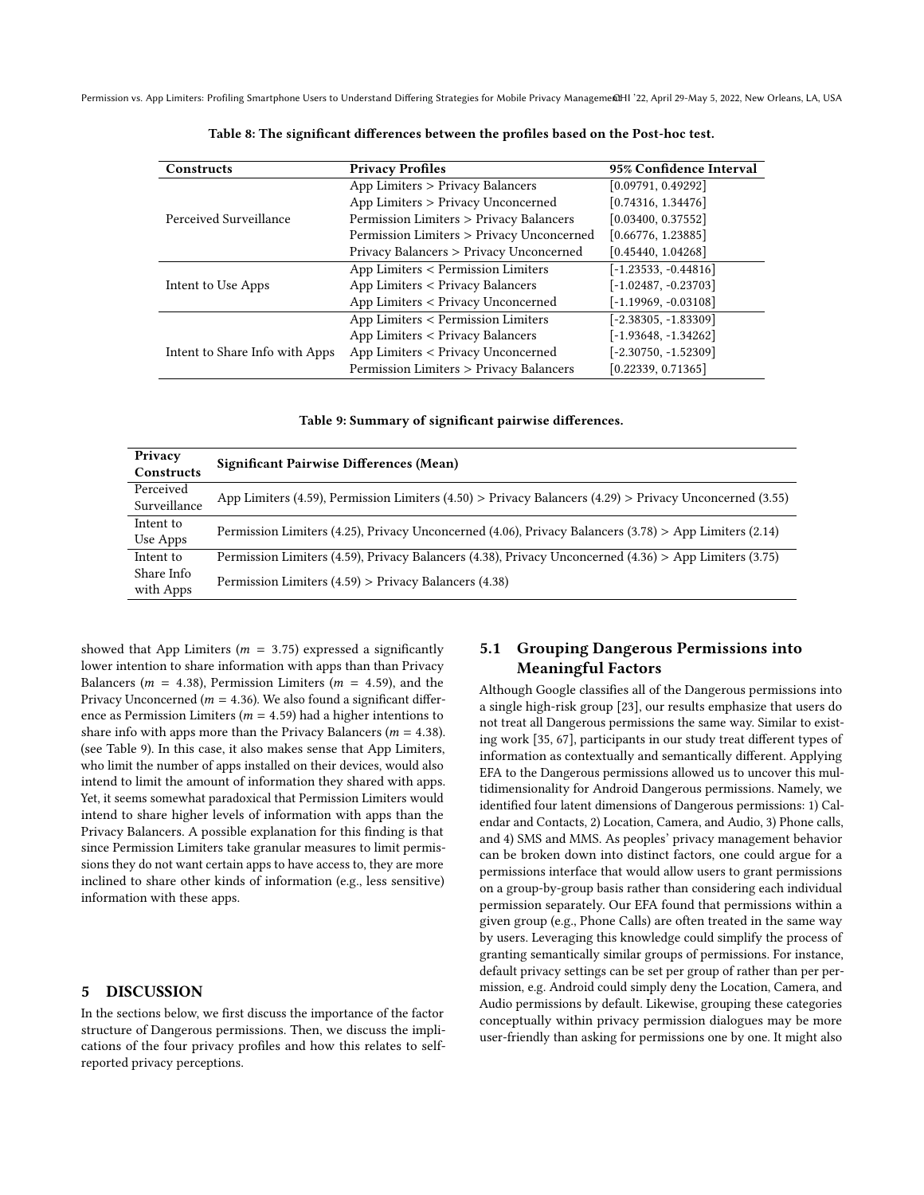Table 8: The significant differences between the profiles based on the Post-hoc test.

| Constructs | Privacy Profiles | 95% Confidence Interval |
|---|---|---|
| Perceived Surveillance | App Limiters > Privacy Balancers | [0.09791, 0.49292] |
| | App Limiters > Privacy Unconcerned | [0.74316, 1.34476] |
| | Permission Limiters > Privacy Balancers | [0.03400, 0.37552] |
| | Permission Limiters > Privacy Unconcerned | [0.66776, 1.23885] |
| | Privacy Balancers > Privacy Unconcerned | [0.45440, 1.04268] |
| Intent to Use Apps | App Limiters < Permission Limiters | [-1.23533, -0.44816] |
| | App Limiters < Privacy Balancers | [-1.02487, -0.23703] |
| | App Limiters < Privacy Unconcerned | [-1.19969, -0.03108] |
| Intent to Share Info with Apps | App Limiters < Permission Limiters | [-2.38305, -1.83309] |
| | App Limiters < Privacy Balancers | [-1.93648, -1.34262] |
| | App Limiters < Privacy Unconcerned | [-2.30750, -1.52309] |
| | Permission Limiters > Privacy Balancers | [0.22339, 0.71365] |

Table 9: Summary of significant pairwise differences.

| Privacy Constructs | Significant Pairwise Differences (Mean) |
|---|---|
| Perceived Surveillance | App Limiters (4.59), Permission Limiters (4.50) > Privacy Balancers (4.29) > Privacy Unconcerned (3.55) |
| Intent to Use Apps | Permission Limiters (4.25), Privacy Unconcerned (4.06), Privacy Balancers (3.78) > App Limiters (2.14) |
| Intent to Share Info with Apps | Permission Limiters (4.59), Privacy Balancers (4.38), Privacy Unconcerned (4.36) > App Limiters (3.75) |
| | Permission Limiters (4.59) > Privacy Balancers (4.38) |

showed that App Limiters ($m = 3.75$) expressed a significantly lower intention to share information with apps than than Privacy Balancers ($m = 4.38$), Permission Limiters ($m = 4.59$), and the Privacy Unconcerned ($m = 4.36$). We also found a significant difference as Permission Limiters ($m = 4.59$) had a higher intentions to share info with apps more than the Privacy Balancers ($m = 4.38$). (see Table 9). In this case, it also makes sense that App Limiters, who limit the number of apps installed on their devices, would also intend to limit the amount of information they shared with apps. Yet, it seems somewhat paradoxical that Permission Limiters would intend to share higher levels of information with apps than the Privacy Balancers. A possible explanation for this finding is that since Permission Limiters take granular measures to limit permissions they do not want certain apps to have access to, they are more inclined to share other kinds of information (e.g., less sensitive) information with these apps.

## 5 DISCUSSION

In the sections below, we first discuss the importance of the factor structure of Dangerous permissions. Then, we discuss the implications of the four privacy profiles and how this relates to self-reported privacy perceptions.

### 5.1 Grouping Dangerous Permissions into Meaningful Factors

Although Google classifies all of the Dangerous permissions into a single high-risk group [23], our results emphasize that users do not treat all Dangerous permissions the same way. Similar to existing work [35, 67], participants in our study treat different types of information as contextually and semantically different. Applying EFA to the Dangerous permissions allowed us to uncover this multidimensionality for Android Dangerous permissions. Namely, we identified four latent dimensions of Dangerous permissions: 1) Calendar and Contacts, 2) Location, Camera, and Audio, 3) Phone calls, and 4) SMS and MMS. As peoples' privacy management behavior can be broken down into distinct factors, one could argue for a permissions interface that would allow users to grant permissions on a group-by-group basis rather than considering each individual permission separately. Our EFA found that permissions within a given group (e.g., Phone Calls) are often treated in the same way by users. Leveraging this knowledge could simplify the process of granting semantically similar groups of permissions. For instance, default privacy settings can be set per group of rather than per permission, e.g. Android could simply deny the Location, Camera, and Audio permissions by default. Likewise, grouping these categories conceptually within privacy permission dialogues may be more user-friendly than asking for permissions one by one. It might also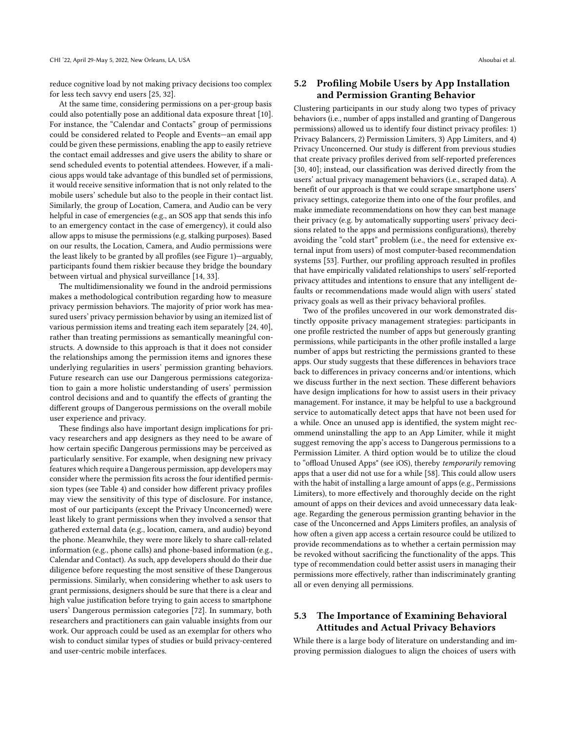reduce cognitive load by not making privacy decisions too complex for less tech savvy end users [25, 32].

At the same time, considering permissions on a per-group basis could also potentially pose an additional data exposure threat [10]. For instance, the "Calendar and Contacts" group of permissions could be considered related to People and Events—an email app could be given these permissions, enabling the app to easily retrieve the contact email addresses and give users the ability to share or send scheduled events to potential attendees. However, if a malicious apps would take advantage of this bundled set of permissions, it would receive sensitive information that is not only related to the mobile users' schedule but also to the people in their contact list. Similarly, the group of Location, Camera, and Audio can be very helpful in case of emergencies (e.g., an SOS app that sends this info to an emergency contact in the case of emergency), it could also allow apps to misuse the permissions (e.g, stalking purposes). Based on our results, the Location, Camera, and Audio permissions were the least likely to be granted by all profiles (see Figure 1)—arguably, participants found them riskier because they bridge the boundary between virtual and physical surveillance [14, 33].

The multidimensionality we found in the android permissions makes a methodological contribution regarding how to measure privacy permission behaviors. The majority of prior work has measured users' privacy permission behavior by using an itemized list of various permission items and treating each item separately [24, 40], rather than treating permissions as semantically meaningful constructs. A downside to this approach is that it does not consider the relationships among the permission items and ignores these underlying regularities in users' permission granting behaviors. Future research can use our Dangerous permissions categorization to gain a more holistic understanding of users' permission control decisions and and to quantify the effects of granting the different groups of Dangerous permissions on the overall mobile user experience and privacy.

These findings also have important design implications for privacy researchers and app designers as they need to be aware of how certain specific Dangerous permissions may be perceived as particularly sensitive. For example, when designing new privacy features which require a Dangerous permission, app developers may consider where the permission fits across the four identified permission types (see Table 4) and consider how different privacy profiles may view the sensitivity of this type of disclosure. For instance, most of our participants (except the Privacy Unconcerned) were least likely to grant permissions when they involved a sensor that gathered external data (e.g., location, camera, and audio) beyond the phone. Meanwhile, they were more likely to share call-related information (e.g., phone calls) and phone-based information (e.g., Calendar and Contact). As such, app developers should do their due diligence before requesting the most sensitive of these Dangerous permissions. Similarly, when considering whether to ask users to grant permissions, designers should be sure that there is a clear and high value justification before trying to gain access to smartphone users' Dangerous permission categories [72]. In summary, both researchers and practitioners can gain valuable insights from our work. Our approach could be used as an exemplar for others who wish to conduct similar types of studies or build privacy-centered and user-centric mobile interfaces.

## 5.2 Profiling Mobile Users by App Installation and Permission Granting Behavior

Clustering participants in our study along two types of privacy behaviors (i.e., number of apps installed and granting of Dangerous permissions) allowed us to identify four distinct privacy profiles: 1) Privacy Balancers, 2) Permission Limiters, 3) App Limiters, and 4) Privacy Unconcerned. Our study is different from previous studies that create privacy profiles derived from self-reported preferences [30, 40]; instead, our classification was derived directly from the users' actual privacy management behaviors (i.e., scraped data). A benefit of our approach is that we could scrape smartphone users' privacy settings, categorize them into one of the four profiles, and make immediate recommendations on how they can best manage their privacy (e.g. by automatically supporting users' privacy decisions related to the apps and permissions configurations), thereby avoiding the "cold start" problem (i.e., the need for extensive external input from users) of most computer-based recommendation systems [53]. Further, our profiling approach resulted in profiles that have empirically validated relationships to users' self-reported privacy attitudes and intentions to ensure that any intelligent defaults or recommendations made would align with users' stated privacy goals as well as their privacy behavioral profiles.

Two of the profiles uncovered in our work demonstrated distinctly opposite privacy management strategies: participants in one profile restricted the number of apps but generously granting permissions, while participants in the other profile installed a large number of apps but restricting the permissions granted to these apps. Our study suggests that these differences in behaviors trace back to differences in privacy concerns and/or intentions, which we discuss further in the next section. These different behaviors have design implications for how to assist users in their privacy management. For instance, it may be helpful to use a background service to automatically detect apps that have not been used for a while. Once an unused app is identified, the system might recommend uninstalling the app to an App Limiter, while it might suggest removing the app's access to Dangerous permissions to a Permission Limiter. A third option would be to utilize the cloud to "offload Unused Apps" (see iOS), thereby *temporarily* removing apps that a user did not use for a while [58]. This could allow users with the habit of installing a large amount of apps (e.g., Permissions Limiters), to more effectively and thoroughly decide on the right amount of apps on their devices and avoid unnecessary data leakage. Regarding the generous permission granting behavior in the case of the Unconcerned and Apps Limiters profiles, an analysis of how often a given app access a certain resource could be utilized to provide recommendations as to whether a certain permission may be revoked without sacrificing the functionality of the apps. This type of recommendation could better assist users in managing their permissions more effectively, rather than indiscriminately granting all or even denying all permissions.

## 5.3 The Importance of Examining Behavioral Attitudes and Actual Privacy Behaviors

While there is a large body of literature on understanding and improving permission dialogues to align the choices of users with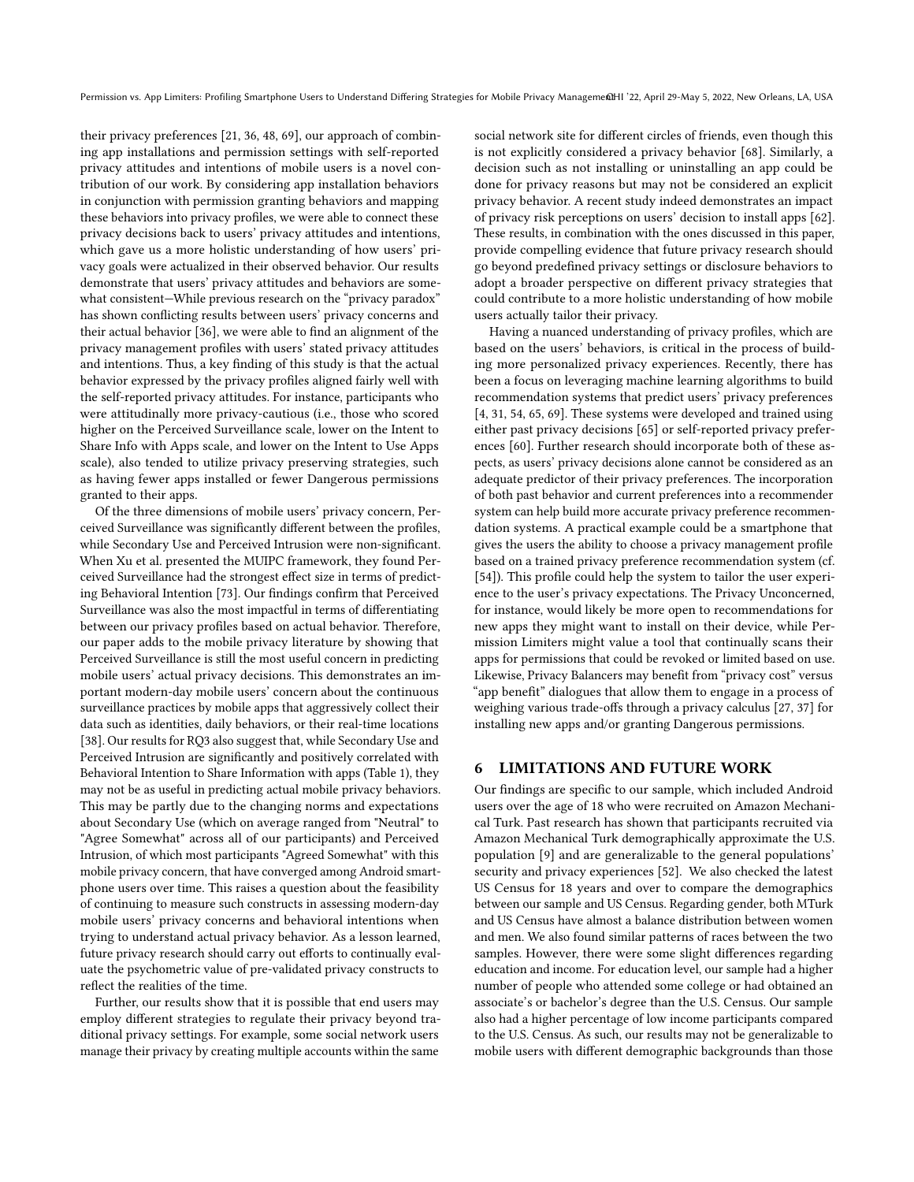their privacy preferences [21, 36, 48, 69], our approach of combining app installations and permission settings with self-reported privacy attitudes and intentions of mobile users is a novel contribution of our work. By considering app installation behaviors in conjunction with permission granting behaviors and mapping these behaviors into privacy profiles, we were able to connect these privacy decisions back to users' privacy attitudes and intentions, which gave us a more holistic understanding of how users' privacy goals were actualized in their observed behavior. Our results demonstrate that users' privacy attitudes and behaviors are somewhat consistent—While previous research on the "privacy paradox" has shown conflicting results between users' privacy concerns and their actual behavior [36], we were able to find an alignment of the privacy management profiles with users' stated privacy attitudes and intentions. Thus, a key finding of this study is that the actual behavior expressed by the privacy profiles aligned fairly well with the self-reported privacy attitudes. For instance, participants who were attitudinally more privacy-cautious (i.e., those who scored higher on the Perceived Surveillance scale, lower on the Intent to Share Info with Apps scale, and lower on the Intent to Use Apps scale), also tended to utilize privacy preserving strategies, such as having fewer apps installed or fewer Dangerous permissions granted to their apps.

Of the three dimensions of mobile users' privacy concern, Perceived Surveillance was significantly different between the profiles, while Secondary Use and Perceived Intrusion were non-significant. When Xu et al. presented the MUIPC framework, they found Perceived Surveillance had the strongest effect size in terms of predicting Behavioral Intention [73]. Our findings confirm that Perceived Surveillance was also the most impactful in terms of differentiating between our privacy profiles based on actual behavior. Therefore, our paper adds to the mobile privacy literature by showing that Perceived Surveillance is still the most useful concern in predicting mobile users' actual privacy decisions. This demonstrates an important modern-day mobile users' concern about the continuous surveillance practices by mobile apps that aggressively collect their data such as identities, daily behaviors, or their real-time locations [38]. Our results for RQ3 also suggest that, while Secondary Use and Perceived Intrusion are significantly and positively correlated with Behavioral Intention to Share Information with apps (Table 1), they may not be as useful in predicting actual mobile privacy behaviors. This may be partly due to the changing norms and expectations about Secondary Use (which on average ranged from "Neutral" to "Agree Somewhat" across all of our participants) and Perceived Intrusion, of which most participants "Agreed Somewhat" with this mobile privacy concern, that have converged among Android smartphone users over time. This raises a question about the feasibility of continuing to measure such constructs in assessing modern-day mobile users' privacy concerns and behavioral intentions when trying to understand actual privacy behavior. As a lesson learned, future privacy research should carry out efforts to continually evaluate the psychometric value of pre-validated privacy constructs to reflect the realities of the time.

Further, our results show that it is possible that end users may employ different strategies to regulate their privacy beyond traditional privacy settings. For example, some social network users manage their privacy by creating multiple accounts within the same social network site for different circles of friends, even though this is not explicitly considered a privacy behavior [68]. Similarly, a decision such as not installing or uninstalling an app could be done for privacy reasons but may not be considered an explicit privacy behavior. A recent study indeed demonstrates an impact of privacy risk perceptions on users' decision to install apps [62]. These results, in combination with the ones discussed in this paper, provide compelling evidence that future privacy research should go beyond predefined privacy settings or disclosure behaviors to adopt a broader perspective on different privacy strategies that could contribute to a more holistic understanding of how mobile users actually tailor their privacy.

Having a nuanced understanding of privacy profiles, which are based on the users' behaviors, is critical in the process of building more personalized privacy experiences. Recently, there has been a focus on leveraging machine learning algorithms to build recommendation systems that predict users' privacy preferences [4, 31, 54, 65, 69]. These systems were developed and trained using either past privacy decisions [65] or self-reported privacy preferences [60]. Further research should incorporate both of these aspects, as users' privacy decisions alone cannot be considered as an adequate predictor of their privacy preferences. The incorporation of both past behavior and current preferences into a recommender system can help build more accurate privacy preference recommendation systems. A practical example could be a smartphone that gives the users the ability to choose a privacy management profile based on a trained privacy preference recommendation system (cf. [54]). This profile could help the system to tailor the user experience to the user's privacy expectations. The Privacy Unconcerned, for instance, would likely be more open to recommendations for new apps they might want to install on their device, while Permission Limiters might value a tool that continually scans their apps for permissions that could be revoked or limited based on use. Likewise, Privacy Balancers may benefit from "privacy cost" versus "app benefit" dialogues that allow them to engage in a process of weighing various trade-offs through a privacy calculus [27, 37] for installing new apps and/or granting Dangerous permissions.

## 6 LIMITATIONS AND FUTURE WORK

Our findings are specific to our sample, which included Android users over the age of 18 who were recruited on Amazon Mechanical Turk. Past research has shown that participants recruited via Amazon Mechanical Turk demographically approximate the U.S. population [9] and are generalizable to the general populations' security and privacy experiences [52]. We also checked the latest US Census for 18 years and over to compare the demographics between our sample and US Census. Regarding gender, both MTurk and US Census have almost a balance distribution between women and men. We also found similar patterns of races between the two samples. However, there were some slight differences regarding education and income. For education level, our sample had a higher number of people who attended some college or had obtained an associate's or bachelor's degree than the U.S. Census. Our sample also had a higher percentage of low income participants compared to the U.S. Census. As such, our results may not be generalizable to mobile users with different demographic backgrounds than those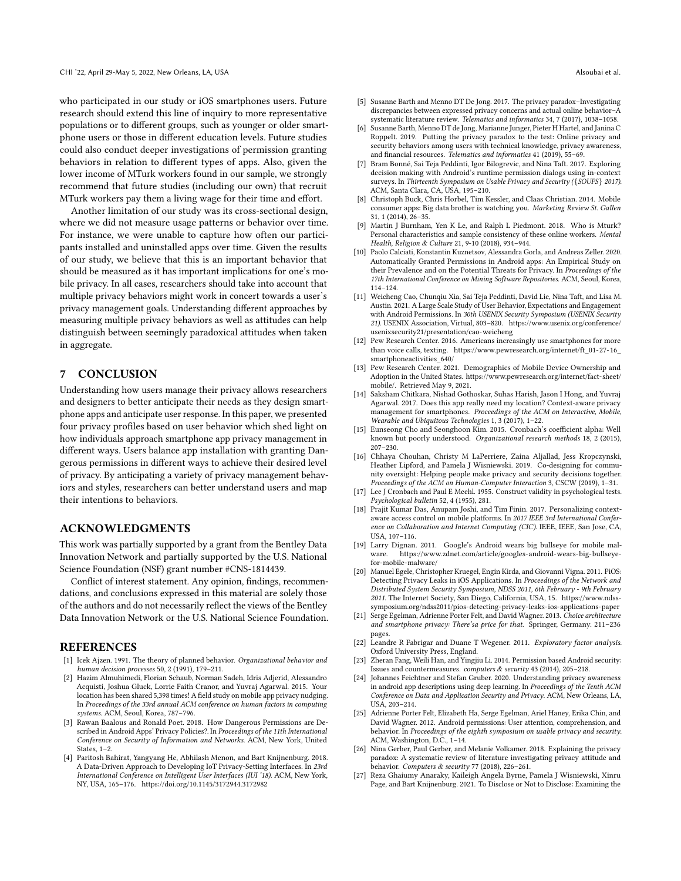who participated in our study or iOS smartphones users. Future research should extend this line of inquiry to more representative populations or to different groups, such as younger or older smartphone users or those in different education levels. Future studies could also conduct deeper investigations of permission granting behaviors in relation to different types of apps. Also, given the lower income of MTurk workers found in our sample, we strongly recommend that future studies (including our own) that recruit MTurk workers pay them a living wage for their time and effort.

Another limitation of our study was its cross-sectional design, where we did not measure usage patterns or behavior over time. For instance, we were unable to capture how often our participants installed and uninstalled apps over time. Given the results of our study, we believe that this is an important behavior that should be measured as it has important implications for one's mobile privacy. In all cases, researchers should take into account that multiple privacy behaviors might work in concert towards a user's privacy management goals. Understanding different approaches by measuring multiple privacy behaviors as well as attitudes can help distinguish between seemingly paradoxical attitudes when taken in aggregate.

## 7 CONCLUSION

Understanding how users manage their privacy allows researchers and designers to better anticipate their needs as they design smartphone apps and anticipate user response. In this paper, we presented four privacy profiles based on user behavior which shed light on how individuals approach smartphone app privacy management in different ways. Users balance app installation with granting Dangerous permissions in different ways to achieve their desired level of privacy. By anticipating a variety of privacy management behaviors and styles, researchers can better understand users and map their intentions to behaviors.

## ACKNOWLEDGMENTS

This work was partially supported by a grant from the Bentley Data Innovation Network and partially supported by the U.S. National Science Foundation (NSF) grant number #CNS-1814439.

Conflict of interest statement. Any opinion, findings, recommendations, and conclusions expressed in this material are solely those of the authors and do not necessarily reflect the views of the Bentley Data Innovation Network or the U.S. National Science Foundation.

## REFERENCES

- [1] Icek Ajzen. 1991. The theory of planned behavior. *Organizational behavior and human decision processes* 50, 2 (1991), 179–211.
- [2] Hazim Almuhimedi, Florian Schaub, Norman Sadeh, Idris Adjerid, Alessandro Acquisti, Joshua Gluck, Lorrie Faith Cranor, and Yuvraj Agarwal. 2015. Your location has been shared 5,398 times! A field study on mobile app privacy nudging. In *Proceedings of the 33rd annual ACM conference on human factors in computing systems*. ACM, Seoul, Korea, 787–796.
- [3] Rawan Baalous and Ronald Poet. 2018. How Dangerous Permissions are Described in Android Apps' Privacy Policies?. In *Proceedings of the 11th International Conference on Security of Information and Networks*. ACM, New York, United States, 1–2.
- [4] Paritosh Bahirat, Yangyang He, Abhilash Menon, and Bart Knijnenburg. 2018. A Data-Driven Approach to Developing IoT Privacy-Setting Interfaces. In *23rd International Conference on Intelligent User Interfaces (IUI '18)*. ACM, New York, NY, USA, 165–176. https://doi.org/10.1145/3172944.3172982
- [5] Susanne Barth and Menno DT De Jong. 2017. The privacy paradox–Investigating discrepancies between expressed privacy concerns and actual online behavior–A systematic literature review. *Telematics and informatics* 34, 7 (2017), 1038–1058.
- [6] Susanne Barth, Menno DT de Jong, Marianne Junger, Pieter H Hartel, and Janina C Roppelt. 2019. Putting the privacy paradox to the test: Online privacy and security behaviors among users with technical knowledge, privacy awareness, and financial resources. *Telematics and informatics* 41 (2019), 55–69.
- [7] Bram Bonné, Sai Teja Peddinti, Igor Bilogrevic, and Nina Taft. 2017. Exploring decision making with Android's runtime permission dialogs using in-context surveys. In *Thirteenth Symposium on Usable Privacy and Security ({SOUPS} 2017)*. ACM, Santa Clara, CA, USA, 195–210.
- [8] Christoph Buck, Chris Horbel, Tim Kessler, and Claas Christian. 2014. Mobile consumer apps: Big data brother is watching you. *Marketing Review St. Gallen* 31, 1 (2014), 26–35.
- [9] Martin J Burnham, Yen K Le, and Ralph L Piedmont. 2018. Who is Mturk? Personal characteristics and sample consistency of these online workers. *Mental Health, Religion & Culture* 21, 9-10 (2018), 934–944.
- [10] Paolo Calciati, Konstantin Kuznetsov, Alessandra Gorla, and Andreas Zeller. 2020. Automatically Granted Permissions in Android apps: An Empirical Study on their Prevalence and on the Potential Threats for Privacy. In *Proceedings of the 17th International Conference on Mining Software Repositories*. ACM, Seoul, Korea, 114–124.
- [11] Weicheng Cao, Chunqiu Xia, Sai Teja Peddinti, David Lie, Nina Taft, and Lisa M. Austin. 2021. A Large Scale Study of User Behavior, Expectations and Engagement with Android Permissions. In *30th USENIX Security Symposium (USENIX Security 21)*. USENIX Association, Virtual, 803–820. https://www.usenix.org/conference/usenixsecurity21/presentation/cao-weicheng
- [12] Pew Research Center. 2016. Americans increasingly use smartphones for more than voice calls, texting. https://www.pewresearch.org/internet/ft_01-27-16_smartphoneactivities_640/
- [13] Pew Research Center. 2021. Demographics of Mobile Device Ownership and Adoption in the United States. https://www.pewresearch.org/internet/fact-sheet/mobile/. Retrieved May 9, 2021.
- [14] Saksham Chitkara, Nishad Gothoskar, Suhas Harish, Jason I Hong, and Yuvraj Agarwal. 2017. Does this app really need my location? Context-aware privacy management for smartphones. *Proceedings of the ACM on Interactive, Mobile, Wearable and Ubiquitous Technologies* 1, 3 (2017), 1–22.
- [15] Eunseong Cho and Seonghoon Kim. 2015. Cronbach's coefficient alpha: Well known but poorly understood. *Organizational research methods* 18, 2 (2015), 207–230.
- [16] Chhaya Chouhan, Christy M LaPerriere, Zaina Aljallad, Jess Kropczynski, Heather Lipford, and Pamela J Wisniewski. 2019. Co-designing for community oversight: Helping people make privacy and security decisions together. *Proceedings of the ACM on Human-Computer Interaction* 3, CSCW (2019), 1–31.
- [17] Lee J Cronbach and Paul E Meehl. 1955. Construct validity in psychological tests. *Psychological bulletin* 52, 4 (1955), 281.
- [18] Prajit Kumar Das, Anupam Joshi, and Tim Finin. 2017. Personalizing context-aware access control on mobile platforms. In *2017 IEEE 3rd International Conference on Collaboration and Internet Computing (CIC)*. IEEE, IEEE, San Jose, CA, USA, 107–116.
- [19] Larry Dignan. 2011. Google's Android wears big bullseye for mobile malware. https://www.zdnet.com/article/googles-android-wears-big-bullseye-for-mobile-malware/
- [20] Manuel Egele, Christopher Kruegel, Engin Kirda, and Giovanni Vigna. 2011. PiOS: Detecting Privacy Leaks in iOS Applications. In *Proceedings of the Network and Distributed System Security Symposium, NDSS 2011, 6th February - 9th February 2011*. The Internet Society, San Diego, California, USA, 15. https://www.ndss-symposium.org/ndss2011/pios-detecting-privacy-leaks-ios-applications-paper
- [21] Serge Egelman, Adrienne Porter Felt, and David Wagner. 2013. *Choice architecture and smartphone privacy: There'sa price for that.* Springer, Germany. 211–236 pages.
- [22] Leandre R Fabrigar and Duane T Wegener. 2011. *Exploratory factor analysis*. Oxford University Press, England.
- [23] Zheran Fang, Weili Han, and Yingjiu Li. 2014. Permission based Android security: Issues and countermeasures. *computers & security* 43 (2014), 205–218.
- [24] Johannes Feichtner and Stefan Gruber. 2020. Understanding privacy awareness in android app descriptions using deep learning. In *Proceedings of the Tenth ACM Conference on Data and Application Security and Privacy*. ACM, New Orleans, LA, USA, 203–214.
- [25] Adrienne Porter Felt, Elizabeth Ha, Serge Egelman, Ariel Haney, Erika Chin, and David Wagner. 2012. Android permissions: User attention, comprehension, and behavior. In *Proceedings of the eighth symposium on usable privacy and security*. ACM, Washington, D.C., 1–14.
- [26] Nina Gerber, Paul Gerber, and Melanie Volkamer. 2018. Explaining the privacy paradox: A systematic review of literature investigating privacy attitude and behavior. *Computers & security* 77 (2018), 226–261.
- [27] Reza Ghaiumy Anaraky, Kaileigh Angela Byrne, Pamela J Wisniewski, Xinru Page, and Bart Knijnenburg. 2021. To Disclose or Not to Disclose: Examining the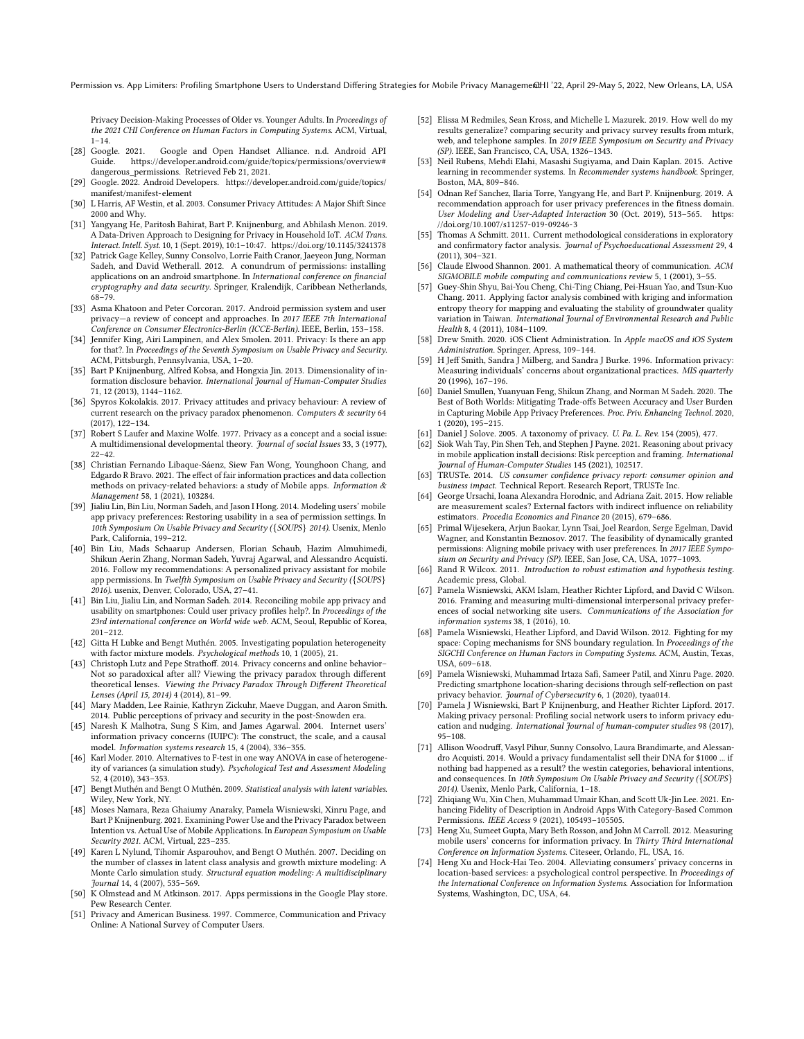Privacy Decision-Making Processes of Older vs. Younger Adults. In *Proceedings of the 2021 CHI Conference on Human Factors in Computing Systems*. ACM, Virtual, 1–14.

[28] Google. 2021. Google and Open Handset Alliance. n.d. Android API Guide. https://developer.android.com/guide/topics/permissions/overview#dangerous_permissions. Retrieved Feb 21, 2021.

[29] Google. 2022. Android Developers. https://developer.android.com/guide/topics/manifest/manifest-element

[30] L Harris, AF Westin, et al. 2003. Consumer Privacy Attitudes: A Major Shift Since 2000 and Why.

[31] Yangyang He, Paritosh Bahirat, Bart P. Knijnenburg, and Abhilash Menon. 2019. A Data-Driven Approach to Designing for Privacy in Household IoT. *ACM Trans. Interact. Intell. Syst.* 10, 1 (Sept. 2019), 10:1–10:47. https://doi.org/10.1145/3241378

[32] Patrick Gage Kelley, Sunny Consolvo, Lorrie Faith Cranor, Jaeyeon Jung, Norman Sadeh, and David Wetherall. 2012. A conundrum of permissions: installing applications on an android smartphone. In *International conference on financial cryptography and data security*. Springer, Kralendijk, Caribbean Netherlands, 68–79.

[33] Asma Khatoon and Peter Corcoran. 2017. Android permission system and user privacy—a review of concept and approaches. In *2017 IEEE 7th International Conference on Consumer Electronics-Berlin (ICCE-Berlin)*. IEEE, Berlin, 153–158.

[34] Jennifer King, Airi Lampinen, and Alex Smolen. 2011. Privacy: Is there an app for that?. In *Proceedings of the Seventh Symposium on Usable Privacy and Security*. ACM, Pittsburgh, Pennsylvania, USA, 1–20.

[35] Bart P Knijnenburg, Alfred Kobsa, and Hongxia Jin. 2013. Dimensionality of information disclosure behavior. *International Journal of Human-Computer Studies* 71, 12 (2013), 1144–1162.

[36] Spyros Kokolakis. 2017. Privacy attitudes and privacy behaviour: A review of current research on the privacy paradox phenomenon. *Computers & security* 64 (2017), 122–134.

[37] Robert S Laufer and Maxine Wolfe. 1977. Privacy as a concept and a social issue: A multidimensional developmental theory. *Journal of social Issues* 33, 3 (1977), 22–42.

[38] Christian Fernando Libaque-Sáenz, Siew Fan Wong, Younghoon Chang, and Edgardo R Bravo. 2021. The effect of fair information practices and data collection methods on privacy-related behaviors: a study of Mobile apps. *Information & Management* 58, 1 (2021), 103284.

[39] Jialiu Lin, Bin Liu, Norman Sadeh, and Jason I Hong. 2014. Modeling users' mobile app privacy preferences: Restoring usability in a sea of permission settings. In *10th Symposium On Usable Privacy and Security ({SOUPS} 2014)*. Usenix, Menlo Park, California, 199–212.

[40] Bin Liu, Mads Schaarup Andersen, Florian Schaub, Hazim Almuhimedi, Shikun Aerin Zhang, Norman Sadeh, Yuvraj Agarwal, and Alessandro Acquisti. 2016. Follow my recommendations: A personalized privacy assistant for mobile app permissions. In *Twelfth Symposium on Usable Privacy and Security ({SOUPS} 2016)*. usenix, Denver, Colorado, USA, 27–41.

[41] Bin Liu, Jialiu Lin, and Norman Sadeh. 2014. Reconciling mobile app privacy and usability on smartphones: Could user privacy profiles help?. In *Proceedings of the 23rd international conference on World wide web*. ACM, Seoul, Republic of Korea, 201–212.

[42] Gitta H Lubke and Bengt Muthén. 2005. Investigating population heterogeneity with factor mixture models. *Psychological methods* 10, 1 (2005), 21.

[43] Christoph Lutz and Pepe Strathoff. 2014. Privacy concerns and online behavior–Not so paradoxical after all? Viewing the privacy paradox through different theoretical lenses. *Viewing the Privacy Paradox Through Different Theoretical Lenses (April 15, 2014)* 4 (2014), 81–99.

[44] Mary Madden, Lee Rainie, Kathryn Zickuhr, Maeve Duggan, and Aaron Smith. 2014. Public perceptions of privacy and security in the post-Snowden era.

[45] Naresh K Malhotra, Sung S Kim, and James Agarwal. 2004. Internet users' information privacy concerns (IUIPC): The construct, the scale, and a causal model. *Information systems research* 15, 4 (2004), 336–355.

[46] Karl Moder. 2010. Alternatives to F-test in one way ANOVA in case of heterogeneity of variances (a simulation study). *Psychological Test and Assessment Modeling* 52, 4 (2010), 343–353.

[47] Bengt Muthén and Bengt O Muthén. 2009. *Statistical analysis with latent variables*. Wiley, New York, NY.

[48] Moses Namara, Reza Ghaiumy Anaraky, Pamela Wisniewski, Xinru Page, and Bart P Knijnenburg. 2021. Examining Power Use and the Privacy Paradox between Intention vs. Actual Use of Mobile Applications. In *European Symposium on Usable Security 2021*. ACM, Virtual, 223–235.

[49] Karen L Nylund, Tihomir Asparouhov, and Bengt O Muthén. 2007. Deciding on the number of classes in latent class analysis and growth mixture modeling: A Monte Carlo simulation study. *Structural equation modeling: A multidisciplinary Journal* 14, 4 (2007), 535–569.

[50] K Olmstead and M Atkinson. 2017. Apps permissions in the Google Play store. Pew Research Center.

[51] Privacy and American Business. 1997. Commerce, Communication and Privacy Online: A National Survey of Computer Users.

[52] Elissa M Redmiles, Sean Kross, and Michelle L Mazurek. 2019. How well do my results generalize? comparing security and privacy survey results from mturk, web, and telephone samples. In *2019 IEEE Symposium on Security and Privacy (SP)*. IEEE, San Francisco, CA, USA, 1326–1343.

[53] Neil Rubens, Mehdi Elahi, Masashi Sugiyama, and Dain Kaplan. 2015. Active learning in recommender systems. In *Recommender systems handbook*. Springer, Boston, MA, 809–846.

[54] Odnan Ref Sanchez, Ilaria Torre, Yangyang He, and Bart P. Knijnenburg. 2019. A recommendation approach for user privacy preferences in the fitness domain. *User Modeling and User-Adapted Interaction* 30 (Oct. 2019), 513–565. https://doi.org/10.1007/s11257-019-09246-3

[55] Thomas A Schmitt. 2011. Current methodological considerations in exploratory and confirmatory factor analysis. *Journal of Psychoeducational Assessment* 29, 4 (2011), 304–321.

[56] Claude Elwood Shannon. 2001. A mathematical theory of communication. *ACM SIGMOBILE mobile computing and communications review* 5, 1 (2001), 3–55.

[57] Guey-Shin Shyu, Bai-You Cheng, Chi-Ting Chiang, Pei-Hsuan Yao, and Tsun-Kuo Chang. 2011. Applying factor analysis combined with kriging and information entropy theory for mapping and evaluating the stability of groundwater quality variation in Taiwan. *International Journal of Environmental Research and Public Health* 8, 4 (2011), 1084–1109.

[58] Drew Smith. 2020. iOS Client Administration. In *Apple macOS and iOS System Administration*. Springer, Apress, 109–144.

[59] H Jeff Smith, Sandra J Milberg, and Sandra J Burke. 1996. Information privacy: Measuring individuals' concerns about organizational practices. *MIS quarterly* 20 (1996), 167–196.

[60] Daniel Smullen, Yuanyuan Feng, Shikun Zhang, and Norman M Sadeh. 2020. The Best of Both Worlds: Mitigating Trade-offs Between Accuracy and User Burden in Capturing Mobile App Privacy Preferences. *Proc. Priv. Enhancing Technol.* 2020, 1 (2020), 195–215.

[61] Daniel J Solove. 2005. A taxonomy of privacy. *U. Pa. L. Rev.* 154 (2005), 477.

[62] Siok Wah Tay, Pin Shen Teh, and Stephen J Payne. 2021. Reasoning about privacy in mobile application install decisions: Risk perception and framing. *International Journal of Human-Computer Studies* 145 (2021), 102517.

[63] TRUSTe. 2014. *US consumer confidence privacy report: consumer opinion and business impact*. Technical Report. Research Report, TRUSTe Inc.

[64] George Ursachi, Ioana Alexandra Horodnic, and Adriana Zait. 2015. How reliable are measurement scales? External factors with indirect influence on reliability estimators. *Procedia Economics and Finance* 20 (2015), 679–686.

[65] Primal Wijesekera, Arjun Baokar, Lynn Tsai, Joel Reardon, Serge Egelman, David Wagner, and Konstantin Beznosov. 2017. The feasibility of dynamically granted permissions: Aligning mobile privacy with user preferences. In *2017 IEEE Symposium on Security and Privacy (SP)*. IEEE, San Jose, CA, USA, 1077–1093.

[66] Rand R Wilcox. 2011. *Introduction to robust estimation and hypothesis testing*. Academic press, Global.

[67] Pamela Wisniewski, AKM Islam, Heather Richter Lipford, and David C Wilson. 2016. Framing and measuring multi-dimensional interpersonal privacy preferences of social networking site users. *Communications of the Association for information systems* 38, 1 (2016), 10.

[68] Pamela Wisniewski, Heather Lipford, and David Wilson. 2012. Fighting for my space: Coping mechanisms for SNS boundary regulation. In *Proceedings of the SIGCHI Conference on Human Factors in Computing Systems*. ACM, Austin, Texas, USA, 609–618.

[69] Pamela Wisniewski, Muhammad Irtaza Safi, Sameer Patil, and Xinru Page. 2020. Predicting smartphone location-sharing decisions through self-reflection on past privacy behavior. *Journal of Cybersecurity* 6, 1 (2020), tyaa014.

[70] Pamela J Wisniewski, Bart P Knijnenburg, and Heather Richter Lipford. 2017. Making privacy personal: Profiling social network users to inform privacy education and nudging. *International Journal of human-computer studies* 98 (2017), 95–108.

[71] Allison Woodruff, Vasyl Pihur, Sunny Consolvo, Laura Brandimarte, and Alessandro Acquisti. 2014. Would a privacy fundamentalist sell their DNA for $1000 ... if nothing bad happened as a result? the westin categories, behavioral intentions, and consequences. In *10th Symposium On Usable Privacy and Security ({SOUPS} 2014)*. Usenix, Menlo Park, California, 1–18.

[72] Zhiqiang Wu, Xin Chen, Muhammad Umair Khan, and Scott Uk-Jin Lee. 2021. Enhancing Fidelity of Description in Android Apps With Category-Based Common Permissions. *IEEE Access* 9 (2021), 105493–105505.

[73] Heng Xu, Sumeet Gupta, Mary Beth Rosson, and John M Carroll. 2012. Measuring mobile users' concerns for information privacy. In *Thirty Third International Conference on Information Systems*. Citeseer, Orlando, FL, USA, 16.

[74] Heng Xu and Hock-Hai Teo. 2004. Alleviating consumers' privacy concerns in location-based services: a psychological control perspective. In *Proceedings of the International Conference on Information Systems*. Association for Information Systems, Washington, DC, USA, 64.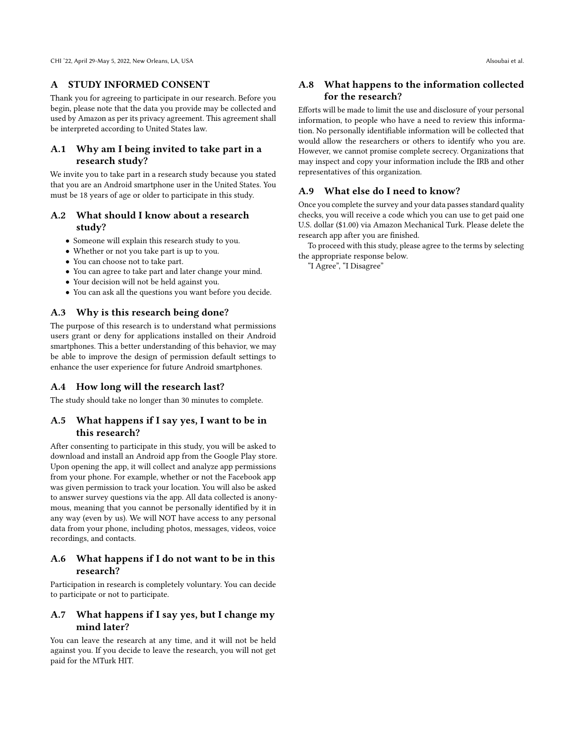## A STUDY INFORMED CONSENT

Thank you for agreeing to participate in our research. Before you begin, please note that the data you provide may be collected and used by Amazon as per its privacy agreement. This agreement shall be interpreted according to United States law.

### A.1 Why am I being invited to take part in a research study?

We invite you to take part in a research study because you stated that you are an Android smartphone user in the United States. You must be 18 years of age or older to participate in this study.

### A.2 What should I know about a research study?

- Someone will explain this research study to you.
- Whether or not you take part is up to you.
- You can choose not to take part.
- You can agree to take part and later change your mind.
- Your decision will not be held against you.
- You can ask all the questions you want before you decide.

### A.3 Why is this research being done?

The purpose of this research is to understand what permissions users grant or deny for applications installed on their Android smartphones. This a better understanding of this behavior, we may be able to improve the design of permission default settings to enhance the user experience for future Android smartphones.

### A.4 How long will the research last?

The study should take no longer than 30 minutes to complete.

### A.5 What happens if I say yes, I want to be in this research?

After consenting to participate in this study, you will be asked to download and install an Android app from the Google Play store. Upon opening the app, it will collect and analyze app permissions from your phone. For example, whether or not the Facebook app was given permission to track your location. You will also be asked to answer survey questions via the app. All data collected is anonymous, meaning that you cannot be personally identified by it in any way (even by us). We will NOT have access to any personal data from your phone, including photos, messages, videos, voice recordings, and contacts.

### A.6 What happens if I do not want to be in this research?

Participation in research is completely voluntary. You can decide to participate or not to participate.

### A.7 What happens if I say yes, but I change my mind later?

You can leave the research at any time, and it will not be held against you. If you decide to leave the research, you will not get paid for the MTurk HIT.

### A.8 What happens to the information collected for the research?

Efforts will be made to limit the use and disclosure of your personal information, to people who have a need to review this information. No personally identifiable information will be collected that would allow the researchers or others to identify who you are. However, we cannot promise complete secrecy. Organizations that may inspect and copy your information include the IRB and other representatives of this organization.

### A.9 What else do I need to know?

Once you complete the survey and your data passes standard quality checks, you will receive a code which you can use to get paid one U.S. dollar ($1.00) via Amazon Mechanical Turk. Please delete the research app after you are finished.

To proceed with this study, please agree to the terms by selecting the appropriate response below.

"I Agree", "I Disagree"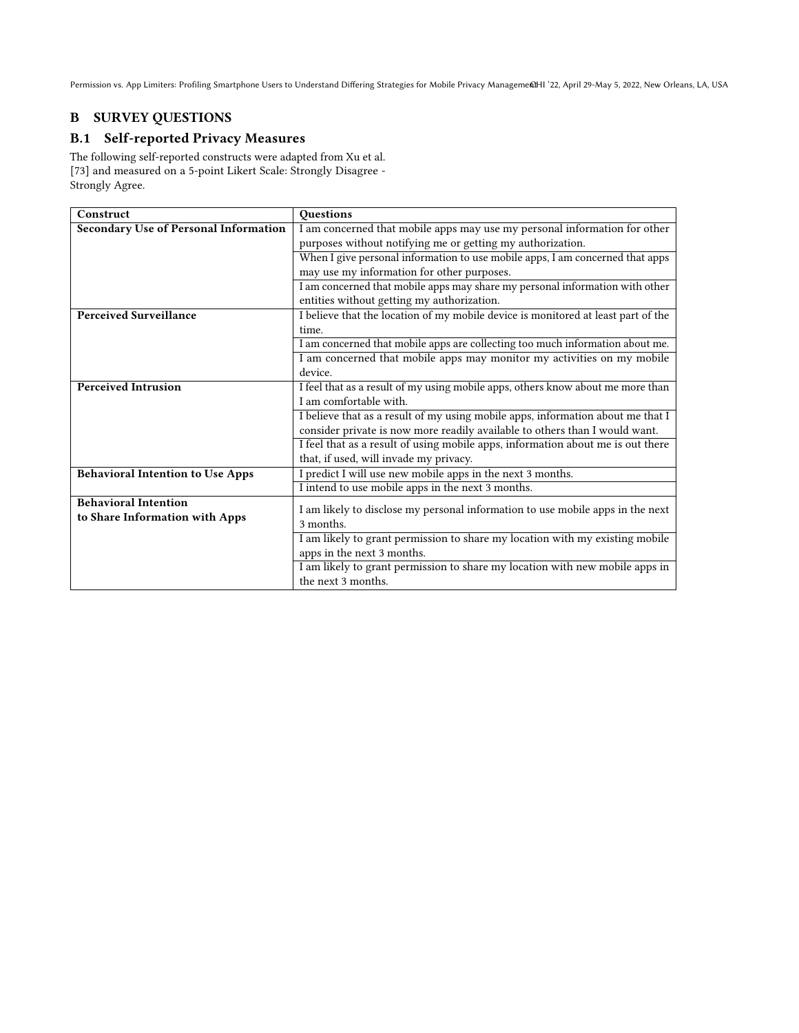## B SURVEY QUESTIONS

### B.1 Self-reported Privacy Measures

The following self-reported constructs were adapted from Xu et al. [73] and measured on a 5-point Likert Scale: Strongly Disagree - Strongly Agree.

| Construct | Questions |
|---|---|
| **Secondary Use of Personal Information** | I am concerned that mobile apps may use my personal information for other purposes without notifying me or getting my authorization. |
| | When I give personal information to use mobile apps, I am concerned that apps may use my information for other purposes. |
| | I am concerned that mobile apps may share my personal information with other entities without getting my authorization. |
| **Perceived Surveillance** | I believe that the location of my mobile device is monitored at least part of the time. |
| | I am concerned that mobile apps are collecting too much information about me. |
| | I am concerned that mobile apps may monitor my activities on my mobile device. |
| **Perceived Intrusion** | I feel that as a result of my using mobile apps, others know about me more than I am comfortable with. |
| | I believe that as a result of my using mobile apps, information about me that I consider private is now more readily available to others than I would want. |
| | I feel that as a result of using mobile apps, information about me is out there that, if used, will invade my privacy. |
| **Behavioral Intention to Use Apps** | I predict I will use new mobile apps in the next 3 months. |
| | I intend to use mobile apps in the next 3 months. |
| **Behavioral Intention to Share Information with Apps** | I am likely to disclose my personal information to use mobile apps in the next 3 months. |
| | I am likely to grant permission to share my location with my existing mobile apps in the next 3 months. |
| | I am likely to grant permission to share my location with new mobile apps in the next 3 months. |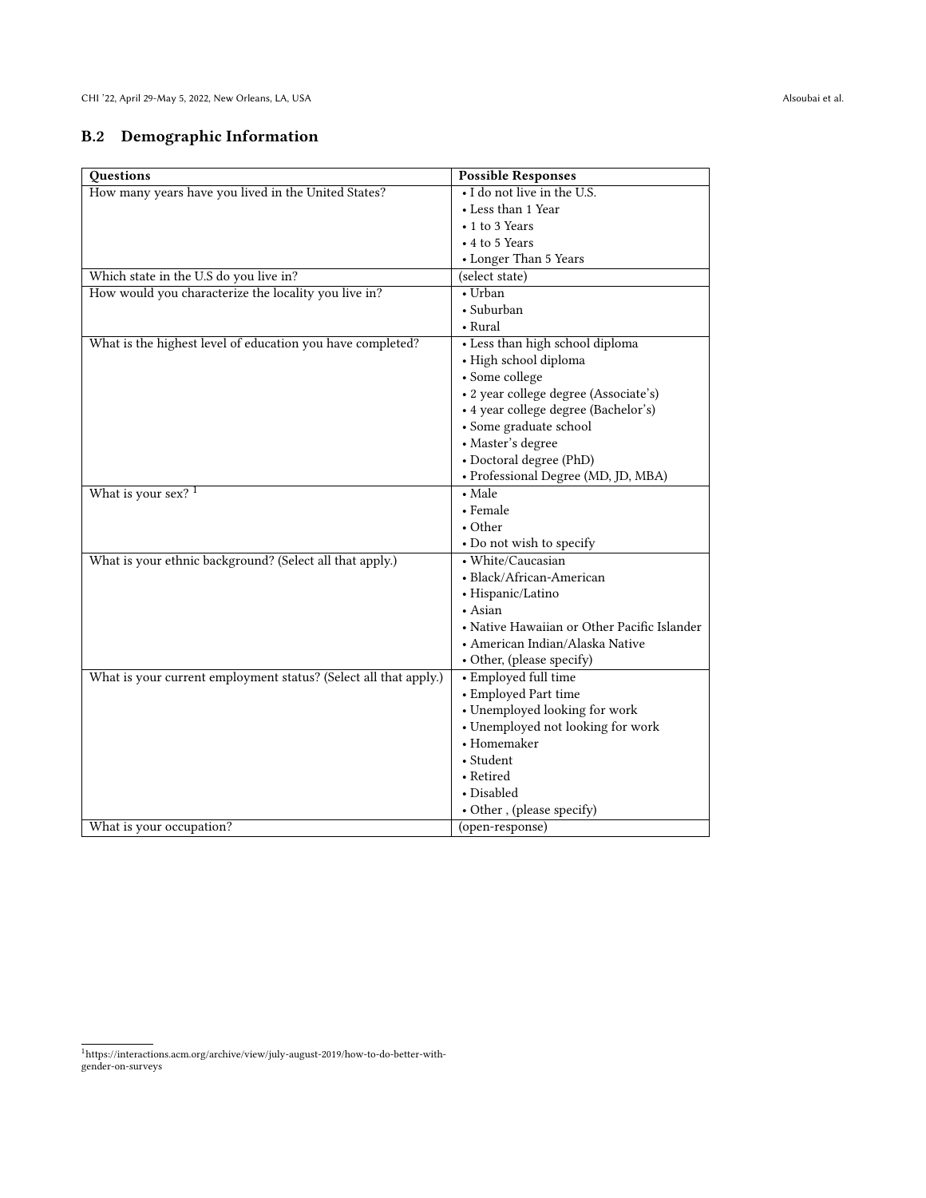### B.2 Demographic Information

| Questions | Possible Responses |
|---|---|
| How many years have you lived in the United States? | • I do not live in the U.S.<br>• Less than 1 Year<br>• 1 to 3 Years<br>• 4 to 5 Years<br>• Longer Than 5 Years |
| Which state in the U.S do you live in? | (select state) |
| How would you characterize the locality you live in? | • Urban<br>• Suburban<br>• Rural |
| What is the highest level of education you have completed? | • Less than high school diploma<br>• High school diploma<br>• Some college<br>• 2 year college degree (Associate's)<br>• 4 year college degree (Bachelor's)<br>• Some graduate school<br>• Master's degree<br>• Doctoral degree (PhD)<br>• Professional Degree (MD, JD, MBA) |
| What is your sex? [1] | • Male<br>• Female<br>• Other<br>• Do not wish to specify |
| What is your ethnic background? (Select all that apply.) | • White/Caucasian<br>• Black/African-American<br>• Hispanic/Latino<br>• Asian<br>• Native Hawaiian or Other Pacific Islander<br>• American Indian/Alaska Native<br>• Other, (please specify) |
| What is your current employment status? (Select all that apply.) | • Employed full time<br>• Employed Part time<br>• Unemployed looking for work<br>• Unemployed not looking for work<br>• Homemaker<br>• Student<br>• Retired<br>• Disabled<br>• Other , (please specify) |
| What is your occupation? | (open-response) |

[1] https://interactions.acm.org/archive/view/july-august-2019/how-to-do-better-with-gender-on-surveys